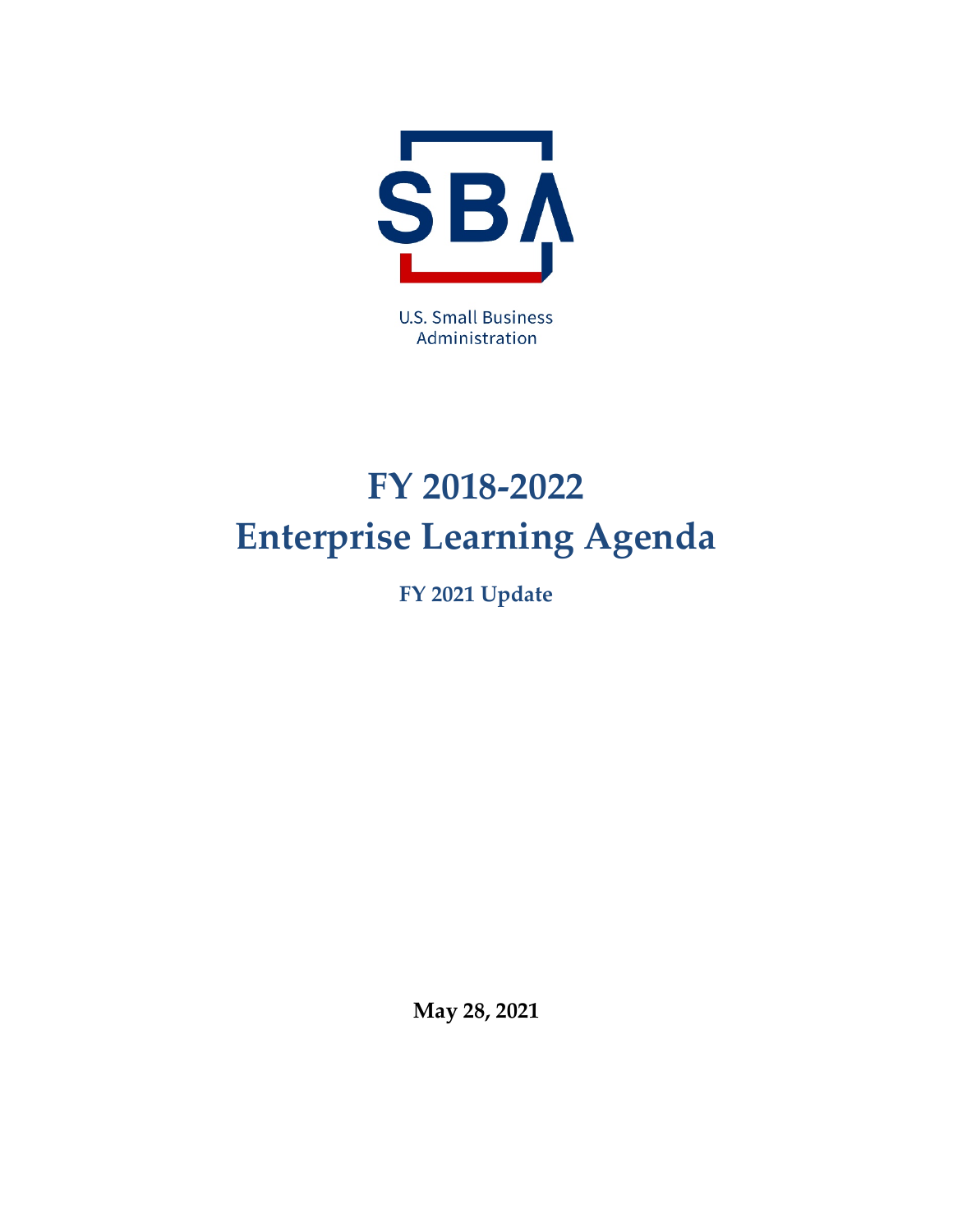SBA

U.S. Small Business Administration

# FY 2018-2022
# Enterprise Learning Agenda

**FY 2021 Update**

**May 28, 2021**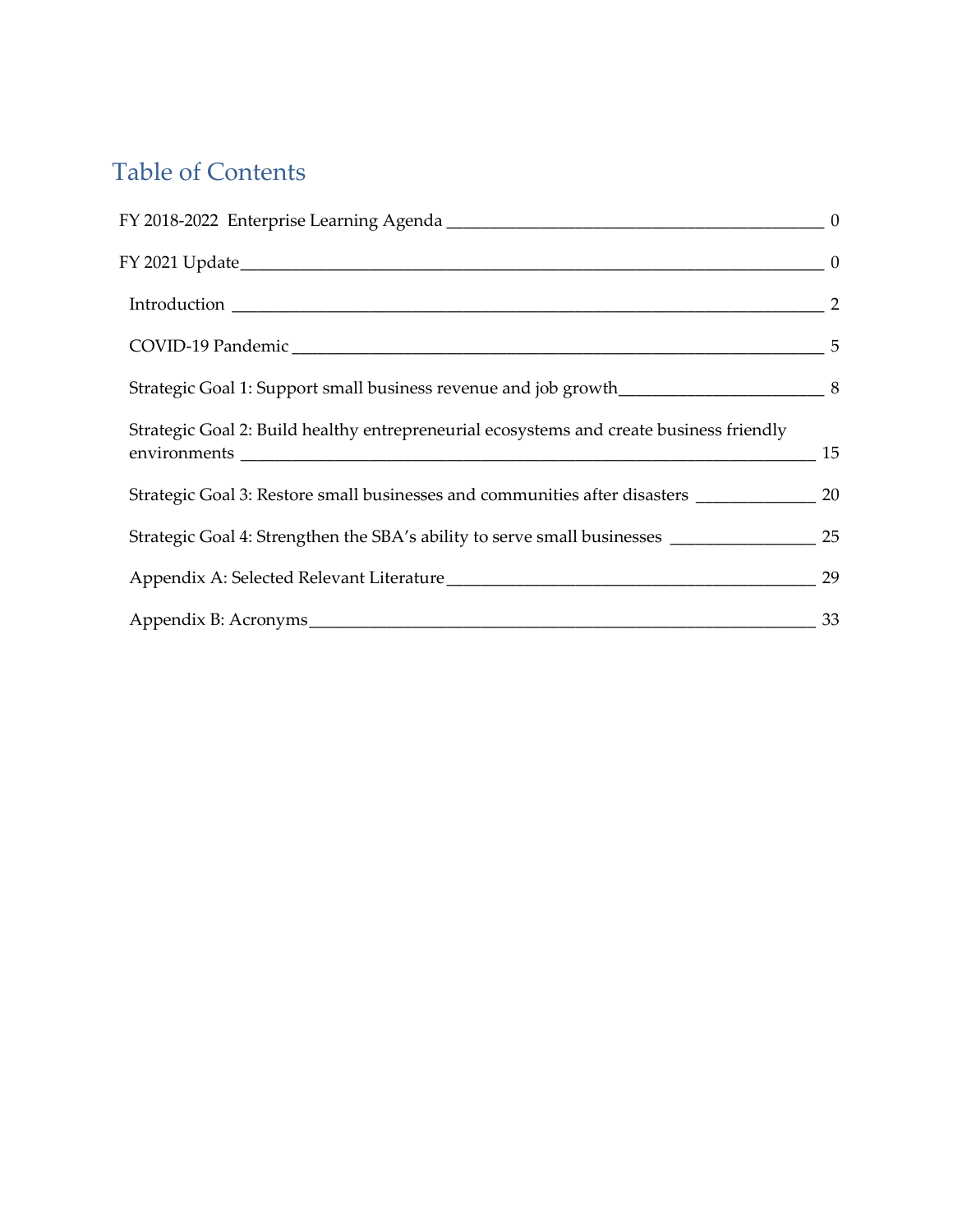# Table of Contents

FY 2018-2022 Enterprise Learning Agenda ____________________________________________ 0

FY 2021 Update______________________________________________________________________ 0

- Introduction ________________________________________________________________ 2
- COVID-19 Pandemic ___________________________________________________________ 5
- Strategic Goal 1: Support small business revenue and job growth_______________________ 8
- Strategic Goal 2: Build healthy entrepreneurial ecosystems and create business friendly environments _______________________________________________________________ 15
- Strategic Goal 3: Restore small businesses and communities after disasters ______________ 20
- Strategic Goal 4: Strengthen the SBA's ability to serve small businesses _________________ 25
- Appendix A: Selected Relevant Literature ___________________________________________ 29
- Appendix B: Acronyms__________________________________________________________ 33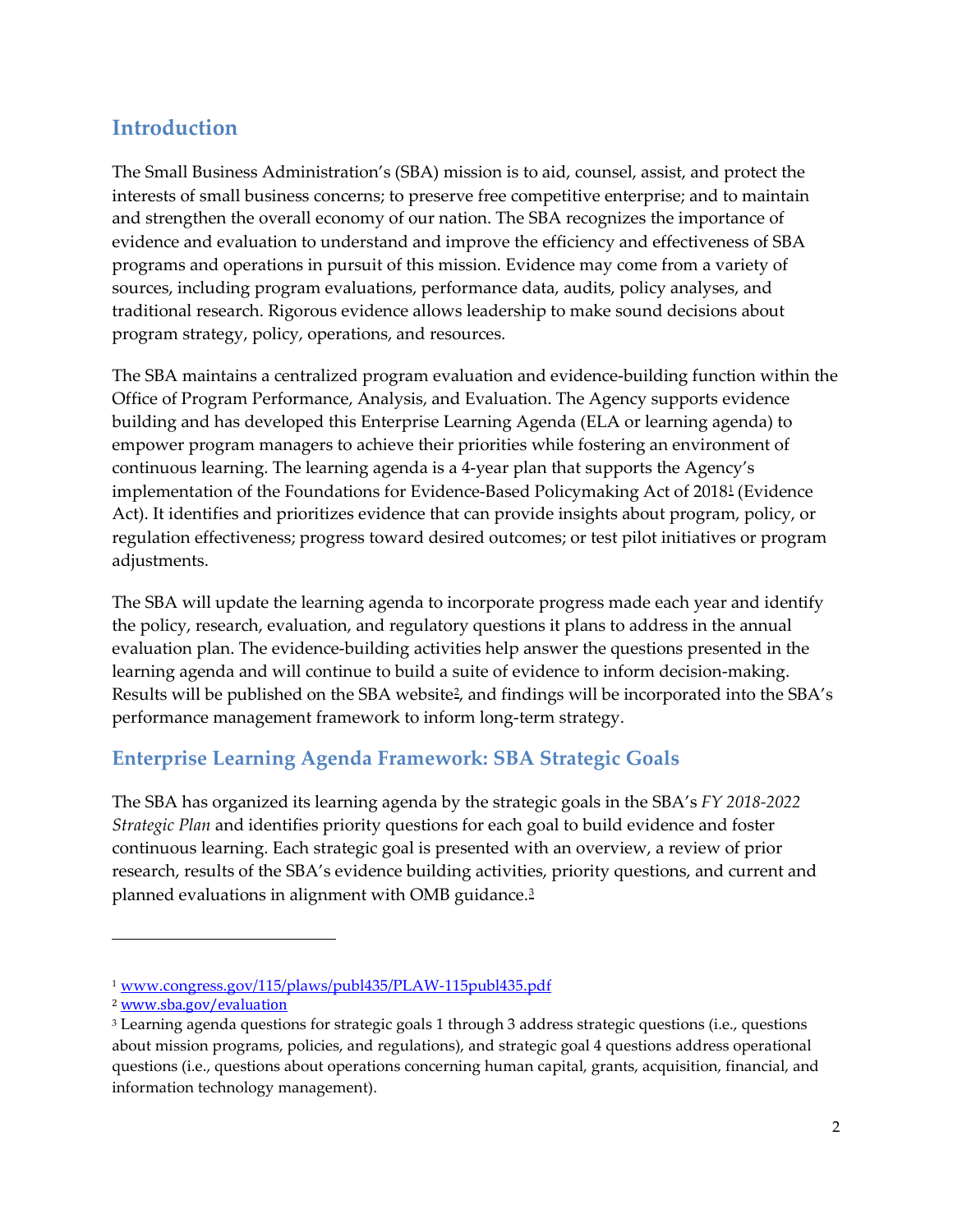## Introduction

The Small Business Administration's (SBA) mission is to aid, counsel, assist, and protect the interests of small business concerns; to preserve free competitive enterprise; and to maintain and strengthen the overall economy of our nation. The SBA recognizes the importance of evidence and evaluation to understand and improve the efficiency and effectiveness of SBA programs and operations in pursuit of this mission. Evidence may come from a variety of sources, including program evaluations, performance data, audits, policy analyses, and traditional research. Rigorous evidence allows leadership to make sound decisions about program strategy, policy, operations, and resources.

The SBA maintains a centralized program evaluation and evidence-building function within the Office of Program Performance, Analysis, and Evaluation. The Agency supports evidence building and has developed this Enterprise Learning Agenda (ELA or learning agenda) to empower program managers to achieve their priorities while fostering an environment of continuous learning. The learning agenda is a 4-year plan that supports the Agency's implementation of the Foundations for Evidence-Based Policymaking Act of 2018[1] (Evidence Act). It identifies and prioritizes evidence that can provide insights about program, policy, or regulation effectiveness; progress toward desired outcomes; or test pilot initiatives or program adjustments.

The SBA will update the learning agenda to incorporate progress made each year and identify the policy, research, evaluation, and regulatory questions it plans to address in the annual evaluation plan. The evidence-building activities help answer the questions presented in the learning agenda and will continue to build a suite of evidence to inform decision-making. Results will be published on the SBA website[2], and findings will be incorporated into the SBA's performance management framework to inform long-term strategy.

### Enterprise Learning Agenda Framework: SBA Strategic Goals

The SBA has organized its learning agenda by the strategic goals in the SBA's *FY 2018-2022 Strategic Plan* and identifies priority questions for each goal to build evidence and foster continuous learning. Each strategic goal is presented with an overview, a review of prior research, results of the SBA's evidence building activities, priority questions, and current and planned evaluations in alignment with OMB guidance.[3]

---

[1] www.congress.gov/115/plaws/publ435/PLAW-115publ435.pdf

[2] www.sba.gov/evaluation

[3] Learning agenda questions for strategic goals 1 through 3 address strategic questions (i.e., questions about mission programs, policies, and regulations), and strategic goal 4 questions address operational questions (i.e., questions about operations concerning human capital, grants, acquisition, financial, and information technology management).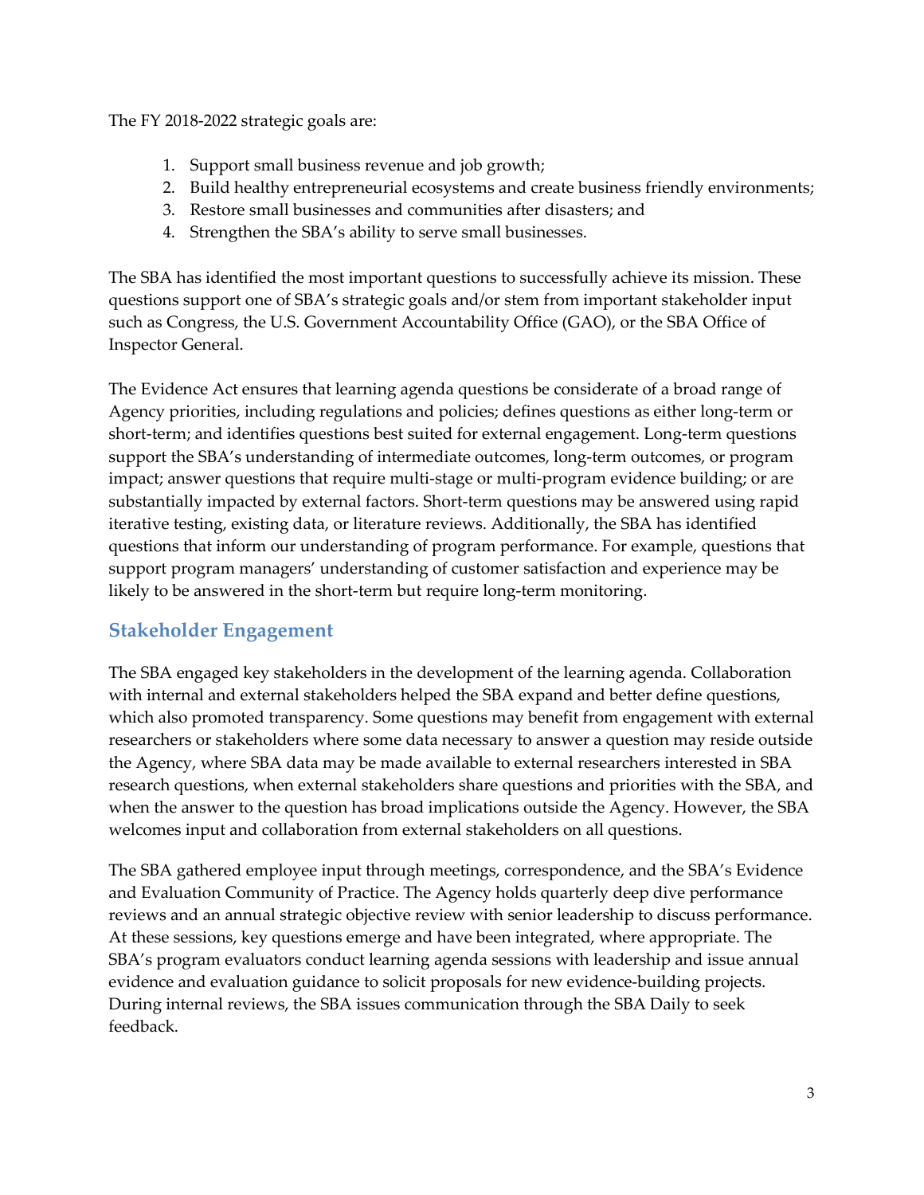The FY 2018-2022 strategic goals are:

1. Support small business revenue and job growth;
2. Build healthy entrepreneurial ecosystems and create business friendly environments;
3. Restore small businesses and communities after disasters; and
4. Strengthen the SBA's ability to serve small businesses.

The SBA has identified the most important questions to successfully achieve its mission. These questions support one of SBA's strategic goals and/or stem from important stakeholder input such as Congress, the U.S. Government Accountability Office (GAO), or the SBA Office of Inspector General.

The Evidence Act ensures that learning agenda questions be considerate of a broad range of Agency priorities, including regulations and policies; defines questions as either long-term or short-term; and identifies questions best suited for external engagement. Long-term questions support the SBA's understanding of intermediate outcomes, long-term outcomes, or program impact; answer questions that require multi-stage or multi-program evidence building; or are substantially impacted by external factors. Short-term questions may be answered using rapid iterative testing, existing data, or literature reviews. Additionally, the SBA has identified questions that inform our understanding of program performance. For example, questions that support program managers' understanding of customer satisfaction and experience may be likely to be answered in the short-term but require long-term monitoring.

## Stakeholder Engagement

The SBA engaged key stakeholders in the development of the learning agenda. Collaboration with internal and external stakeholders helped the SBA expand and better define questions, which also promoted transparency. Some questions may benefit from engagement with external researchers or stakeholders where some data necessary to answer a question may reside outside the Agency, where SBA data may be made available to external researchers interested in SBA research questions, when external stakeholders share questions and priorities with the SBA, and when the answer to the question has broad implications outside the Agency. However, the SBA welcomes input and collaboration from external stakeholders on all questions.

The SBA gathered employee input through meetings, correspondence, and the SBA's Evidence and Evaluation Community of Practice. The Agency holds quarterly deep dive performance reviews and an annual strategic objective review with senior leadership to discuss performance. At these sessions, key questions emerge and have been integrated, where appropriate. The SBA's program evaluators conduct learning agenda sessions with leadership and issue annual evidence and evaluation guidance to solicit proposals for new evidence-building projects. During internal reviews, the SBA issues communication through the SBA Daily to seek feedback.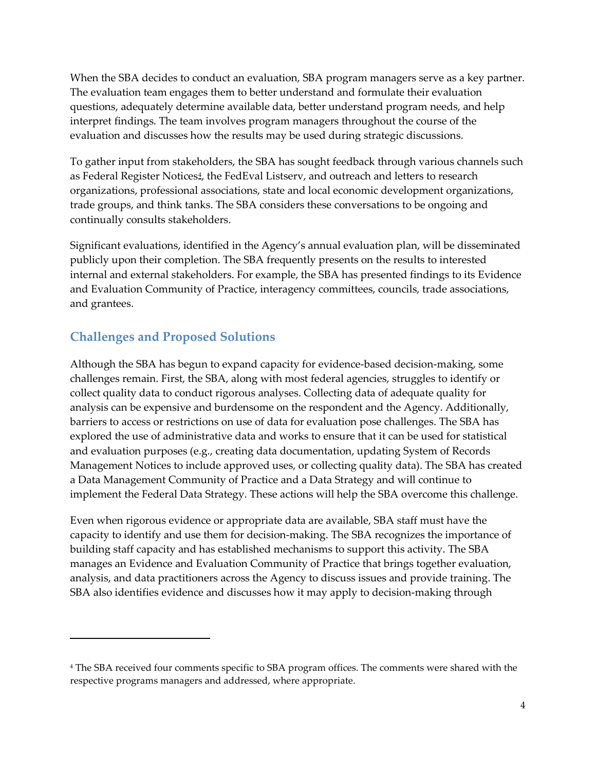When the SBA decides to conduct an evaluation, SBA program managers serve as a key partner. The evaluation team engages them to better understand and formulate their evaluation questions, adequately determine available data, better understand program needs, and help interpret findings. The team involves program managers throughout the course of the evaluation and discusses how the results may be used during strategic discussions.

To gather input from stakeholders, the SBA has sought feedback through various channels such as Federal Register Notices[4], the FedEval Listserv, and outreach and letters to research organizations, professional associations, state and local economic development organizations, trade groups, and think tanks. The SBA considers these conversations to be ongoing and continually consults stakeholders.

Significant evaluations, identified in the Agency's annual evaluation plan, will be disseminated publicly upon their completion. The SBA frequently presents on the results to interested internal and external stakeholders. For example, the SBA has presented findings to its Evidence and Evaluation Community of Practice, interagency committees, councils, trade associations, and grantees.

## Challenges and Proposed Solutions

Although the SBA has begun to expand capacity for evidence-based decision-making, some challenges remain. First, the SBA, along with most federal agencies, struggles to identify or collect quality data to conduct rigorous analyses. Collecting data of adequate quality for analysis can be expensive and burdensome on the respondent and the Agency. Additionally, barriers to access or restrictions on use of data for evaluation pose challenges. The SBA has explored the use of administrative data and works to ensure that it can be used for statistical and evaluation purposes (e.g., creating data documentation, updating System of Records Management Notices to include approved uses, or collecting quality data). The SBA has created a Data Management Community of Practice and a Data Strategy and will continue to implement the Federal Data Strategy. These actions will help the SBA overcome this challenge.

Even when rigorous evidence or appropriate data are available, SBA staff must have the capacity to identify and use them for decision-making. The SBA recognizes the importance of building staff capacity and has established mechanisms to support this activity. The SBA manages an Evidence and Evaluation Community of Practice that brings together evaluation, analysis, and data practitioners across the Agency to discuss issues and provide training. The SBA also identifies evidence and discusses how it may apply to decision-making through

---

[4] The SBA received four comments specific to SBA program offices. The comments were shared with the respective programs managers and addressed, where appropriate.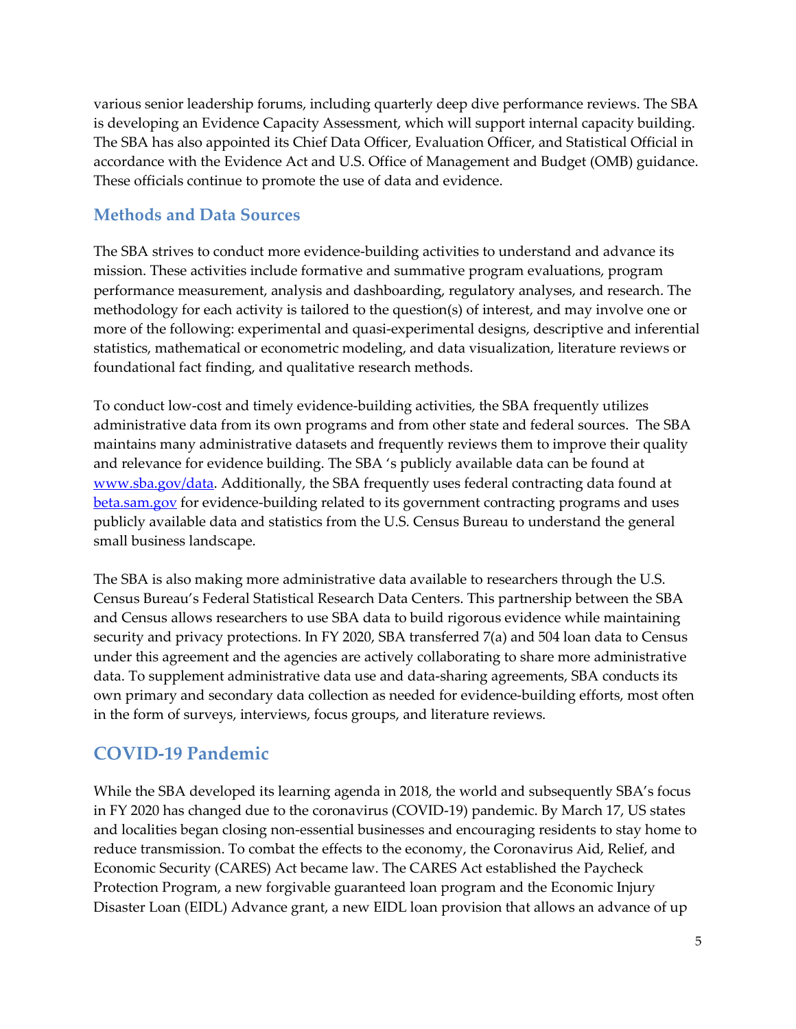various senior leadership forums, including quarterly deep dive performance reviews. The SBA is developing an Evidence Capacity Assessment, which will support internal capacity building. The SBA has also appointed its Chief Data Officer, Evaluation Officer, and Statistical Official in accordance with the Evidence Act and U.S. Office of Management and Budget (OMB) guidance. These officials continue to promote the use of data and evidence.

### Methods and Data Sources

The SBA strives to conduct more evidence-building activities to understand and advance its mission. These activities include formative and summative program evaluations, program performance measurement, analysis and dashboarding, regulatory analyses, and research. The methodology for each activity is tailored to the question(s) of interest, and may involve one or more of the following: experimental and quasi-experimental designs, descriptive and inferential statistics, mathematical or econometric modeling, and data visualization, literature reviews or foundational fact finding, and qualitative research methods.

To conduct low-cost and timely evidence-building activities, the SBA frequently utilizes administrative data from its own programs and from other state and federal sources. The SBA maintains many administrative datasets and frequently reviews them to improve their quality and relevance for evidence building. The SBA 's publicly available data can be found at [www.sba.gov/data](http://www.sba.gov/data). Additionally, the SBA frequently uses federal contracting data found at [beta.sam.gov](https://beta.sam.gov) for evidence-building related to its government contracting programs and uses publicly available data and statistics from the U.S. Census Bureau to understand the general small business landscape.

The SBA is also making more administrative data available to researchers through the U.S. Census Bureau's Federal Statistical Research Data Centers. This partnership between the SBA and Census allows researchers to use SBA data to build rigorous evidence while maintaining security and privacy protections. In FY 2020, SBA transferred 7(a) and 504 loan data to Census under this agreement and the agencies are actively collaborating to share more administrative data. To supplement administrative data use and data-sharing agreements, SBA conducts its own primary and secondary data collection as needed for evidence-building efforts, most often in the form of surveys, interviews, focus groups, and literature reviews.

## COVID-19 Pandemic

While the SBA developed its learning agenda in 2018, the world and subsequently SBA's focus in FY 2020 has changed due to the coronavirus (COVID-19) pandemic. By March 17, US states and localities began closing non-essential businesses and encouraging residents to stay home to reduce transmission. To combat the effects to the economy, the Coronavirus Aid, Relief, and Economic Security (CARES) Act became law. The CARES Act established the Paycheck Protection Program, a new forgivable guaranteed loan program and the Economic Injury Disaster Loan (EIDL) Advance grant, a new EIDL loan provision that allows an advance of up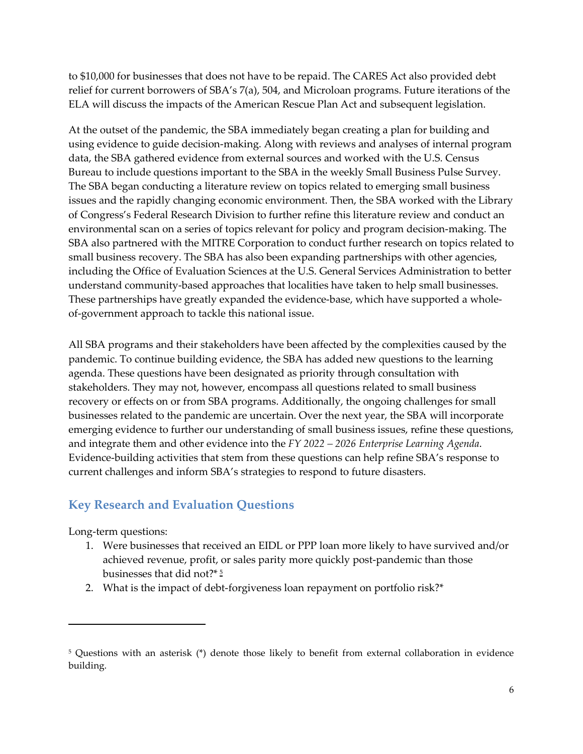to $10,000 for businesses that does not have to be repaid. The CARES Act also provided debt relief for current borrowers of SBA's 7(a), 504, and Microloan programs. Future iterations of the ELA will discuss the impacts of the American Rescue Plan Act and subsequent legislation.

At the outset of the pandemic, the SBA immediately began creating a plan for building and using evidence to guide decision-making. Along with reviews and analyses of internal program data, the SBA gathered evidence from external sources and worked with the U.S. Census Bureau to include questions important to the SBA in the weekly Small Business Pulse Survey. The SBA began conducting a literature review on topics related to emerging small business issues and the rapidly changing economic environment. Then, the SBA worked with the Library of Congress's Federal Research Division to further refine this literature review and conduct an environmental scan on a series of topics relevant for policy and program decision-making. The SBA also partnered with the MITRE Corporation to conduct further research on topics related to small business recovery. The SBA has also been expanding partnerships with other agencies, including the Office of Evaluation Sciences at the U.S. General Services Administration to better understand community-based approaches that localities have taken to help small businesses. These partnerships have greatly expanded the evidence-base, which have supported a whole-of-government approach to tackle this national issue.

All SBA programs and their stakeholders have been affected by the complexities caused by the pandemic. To continue building evidence, the SBA has added new questions to the learning agenda. These questions have been designated as priority through consultation with stakeholders. They may not, however, encompass all questions related to small business recovery or effects on or from SBA programs. Additionally, the ongoing challenges for small businesses related to the pandemic are uncertain. Over the next year, the SBA will incorporate emerging evidence to further our understanding of small business issues, refine these questions, and integrate them and other evidence into the *FY 2022 – 2026 Enterprise Learning Agenda*. Evidence-building activities that stem from these questions can help refine SBA's response to current challenges and inform SBA's strategies to respond to future disasters.

## Key Research and Evaluation Questions

Long-term questions:

1. Were businesses that received an EIDL or PPP loan more likely to have survived and/or achieved revenue, profit, or sales parity more quickly post-pandemic than those businesses that did not?* [5]
2. What is the impact of debt-forgiveness loan repayment on portfolio risk?*

---

[5] Questions with an asterisk (*) denote those likely to benefit from external collaboration in evidence building.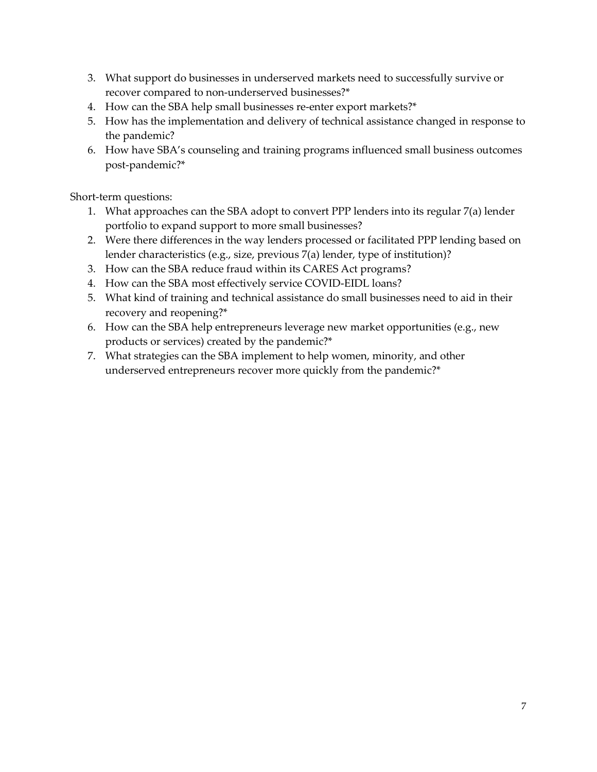3. What support do businesses in underserved markets need to successfully survive or recover compared to non-underserved businesses?*
4. How can the SBA help small businesses re-enter export markets?*
5. How has the implementation and delivery of technical assistance changed in response to the pandemic?
6. How have SBA's counseling and training programs influenced small business outcomes post-pandemic?*

Short-term questions:

1. What approaches can the SBA adopt to convert PPP lenders into its regular 7(a) lender portfolio to expand support to more small businesses?
2. Were there differences in the way lenders processed or facilitated PPP lending based on lender characteristics (e.g., size, previous 7(a) lender, type of institution)?
3. How can the SBA reduce fraud within its CARES Act programs?
4. How can the SBA most effectively service COVID-EIDL loans?
5. What kind of training and technical assistance do small businesses need to aid in their recovery and reopening?*
6. How can the SBA help entrepreneurs leverage new market opportunities (e.g., new products or services) created by the pandemic?*
7. What strategies can the SBA implement to help women, minority, and other underserved entrepreneurs recover more quickly from the pandemic?*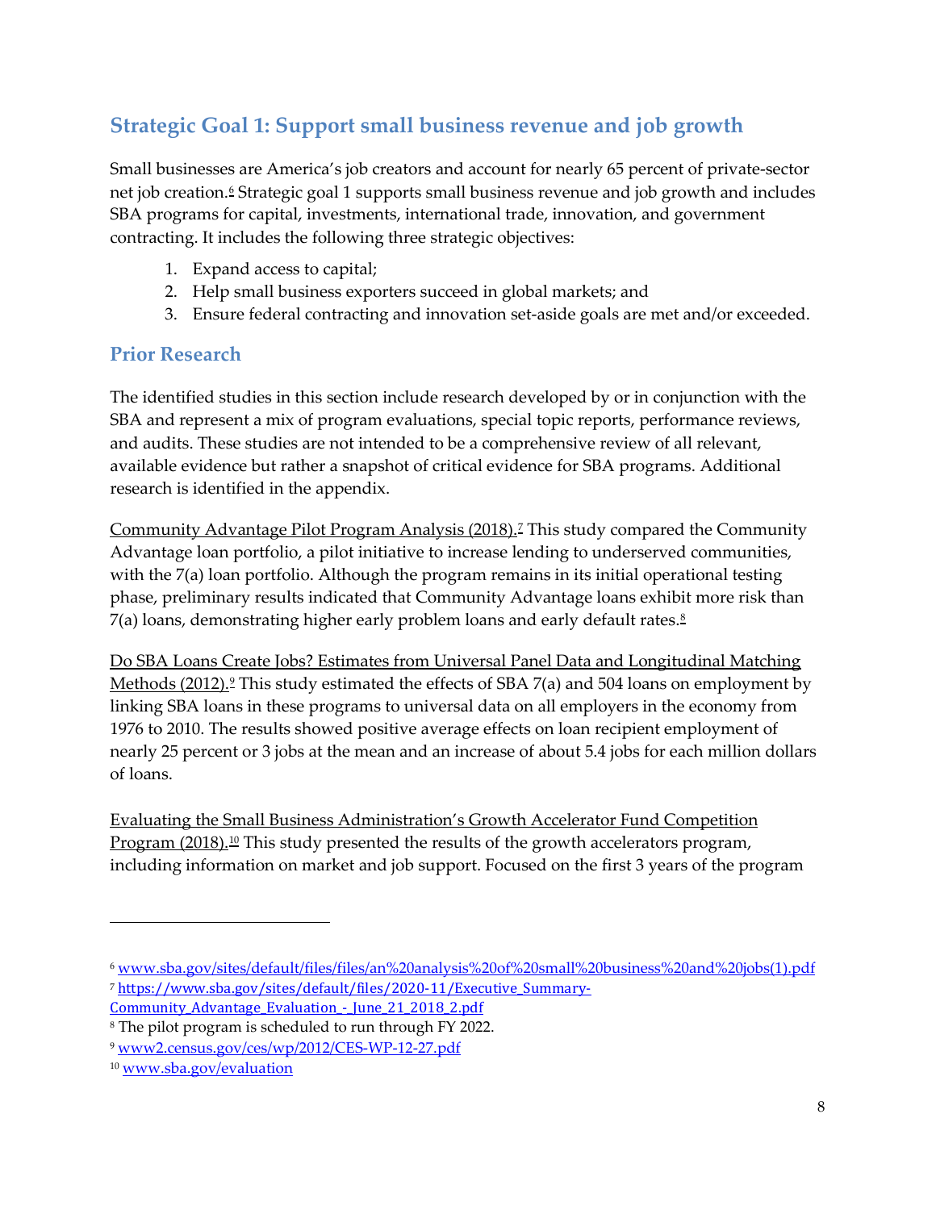## Strategic Goal 1: Support small business revenue and job growth

Small businesses are America's job creators and account for nearly 65 percent of private-sector net job creation.[6] Strategic goal 1 supports small business revenue and job growth and includes SBA programs for capital, investments, international trade, innovation, and government contracting. It includes the following three strategic objectives:

1. Expand access to capital;
2. Help small business exporters succeed in global markets; and
3. Ensure federal contracting and innovation set-aside goals are met and/or exceeded.

### Prior Research

The identified studies in this section include research developed by or in conjunction with the SBA and represent a mix of program evaluations, special topic reports, performance reviews, and audits. These studies are not intended to be a comprehensive review of all relevant, available evidence but rather a snapshot of critical evidence for SBA programs. Additional research is identified in the appendix.

Community Advantage Pilot Program Analysis (2018).[7] This study compared the Community Advantage loan portfolio, a pilot initiative to increase lending to underserved communities, with the 7(a) loan portfolio. Although the program remains in its initial operational testing phase, preliminary results indicated that Community Advantage loans exhibit more risk than 7(a) loans, demonstrating higher early problem loans and early default rates.[8]

Do SBA Loans Create Jobs? Estimates from Universal Panel Data and Longitudinal Matching Methods (2012).[9] This study estimated the effects of SBA 7(a) and 504 loans on employment by linking SBA loans in these programs to universal data on all employers in the economy from 1976 to 2010. The results showed positive average effects on loan recipient employment of nearly 25 percent or 3 jobs at the mean and an increase of about 5.4 jobs for each million dollars of loans.

Evaluating the Small Business Administration's Growth Accelerator Fund Competition Program (2018).[10] This study presented the results of the growth accelerators program, including information on market and job support. Focused on the first 3 years of the program

---

[6] www.sba.gov/sites/default/files/files/an%20analysis%20of%20small%20business%20and%20jobs(1).pdf

[7] https://www.sba.gov/sites/default/files/2020-11/Executive_Summary-Community_Advantage_Evaluation_-_June_21_2018_2.pdf

[8] The pilot program is scheduled to run through FY 2022.

[9] www2.census.gov/ces/wp/2012/CES-WP-12-27.pdf

[10] www.sba.gov/evaluation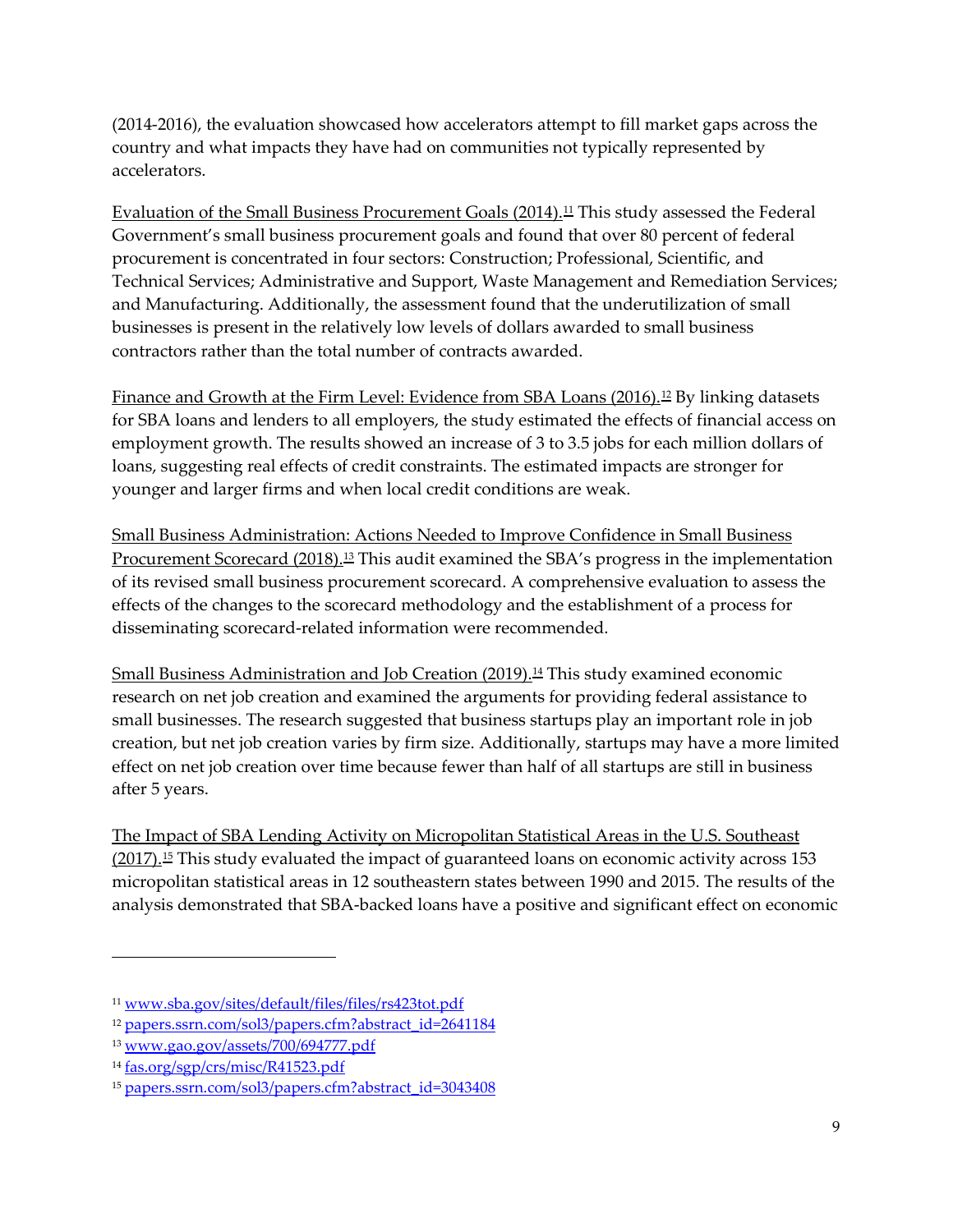(2014-2016), the evaluation showcased how accelerators attempt to fill market gaps across the country and what impacts they have had on communities not typically represented by accelerators.

Evaluation of the Small Business Procurement Goals (2014).[11] This study assessed the Federal Government's small business procurement goals and found that over 80 percent of federal procurement is concentrated in four sectors: Construction; Professional, Scientific, and Technical Services; Administrative and Support, Waste Management and Remediation Services; and Manufacturing. Additionally, the assessment found that the underutilization of small businesses is present in the relatively low levels of dollars awarded to small business contractors rather than the total number of contracts awarded.

Finance and Growth at the Firm Level: Evidence from SBA Loans (2016).[12] By linking datasets for SBA loans and lenders to all employers, the study estimated the effects of financial access on employment growth. The results showed an increase of 3 to 3.5 jobs for each million dollars of loans, suggesting real effects of credit constraints. The estimated impacts are stronger for younger and larger firms and when local credit conditions are weak.

Small Business Administration: Actions Needed to Improve Confidence in Small Business Procurement Scorecard (2018).[13] This audit examined the SBA's progress in the implementation of its revised small business procurement scorecard. A comprehensive evaluation to assess the effects of the changes to the scorecard methodology and the establishment of a process for disseminating scorecard-related information were recommended.

Small Business Administration and Job Creation (2019).[14] This study examined economic research on net job creation and examined the arguments for providing federal assistance to small businesses. The research suggested that business startups play an important role in job creation, but net job creation varies by firm size. Additionally, startups may have a more limited effect on net job creation over time because fewer than half of all startups are still in business after 5 years.

The Impact of SBA Lending Activity on Micropolitan Statistical Areas in the U.S. Southeast (2017).[15] This study evaluated the impact of guaranteed loans on economic activity across 153 micropolitan statistical areas in 12 southeastern states between 1990 and 2015. The results of the analysis demonstrated that SBA-backed loans have a positive and significant effect on economic

---

[11] www.sba.gov/sites/default/files/files/rs423tot.pdf

[12] papers.ssrn.com/sol3/papers.cfm?abstract_id=2641184

[13] www.gao.gov/assets/700/694777.pdf

[14] fas.org/sgp/crs/misc/R41523.pdf

[15] papers.ssrn.com/sol3/papers.cfm?abstract_id=3043408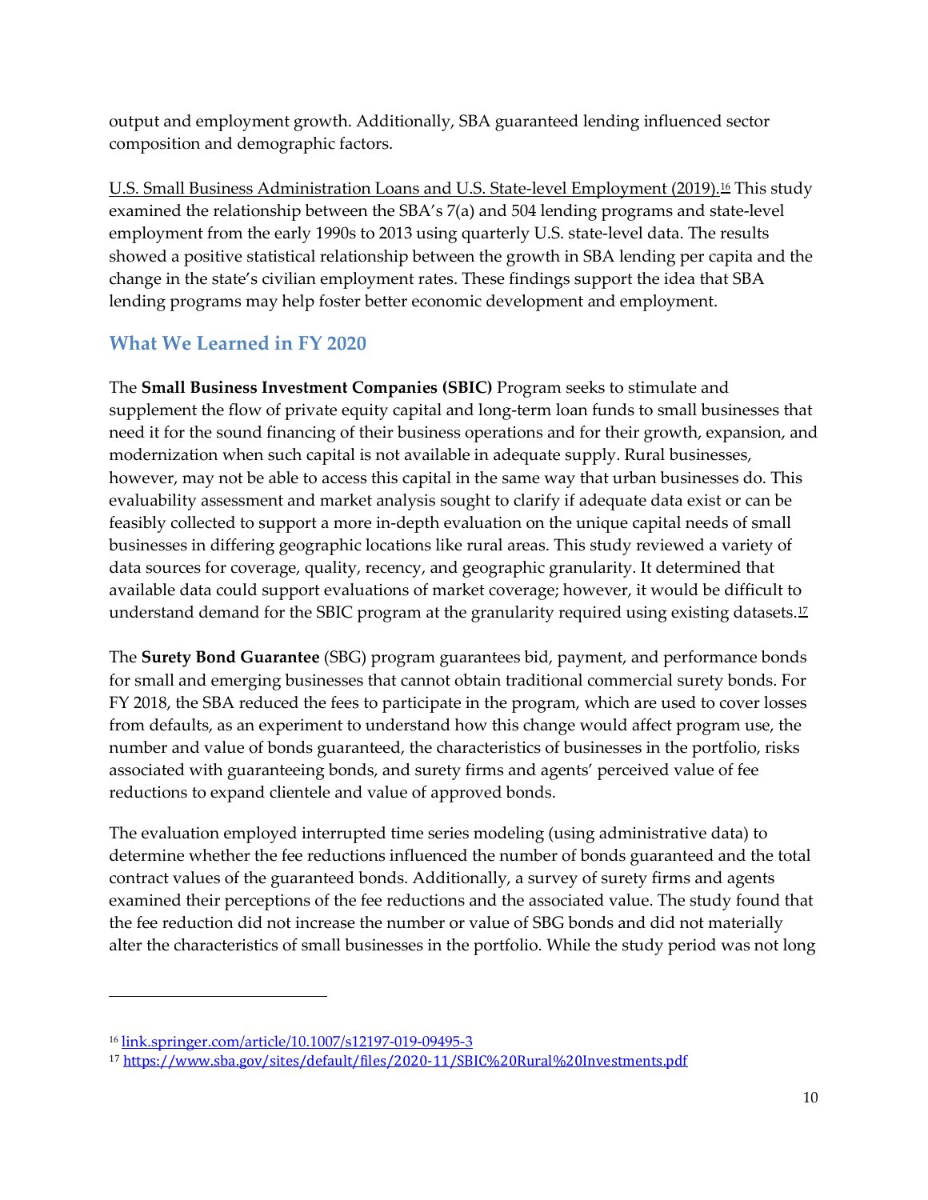output and employment growth. Additionally, SBA guaranteed lending influenced sector composition and demographic factors.

U.S. Small Business Administration Loans and U.S. State-level Employment (2019).[16] This study examined the relationship between the SBA's 7(a) and 504 lending programs and state-level employment from the early 1990s to 2013 using quarterly U.S. state-level data. The results showed a positive statistical relationship between the growth in SBA lending per capita and the change in the state's civilian employment rates. These findings support the idea that SBA lending programs may help foster better economic development and employment.

## What We Learned in FY 2020

The **Small Business Investment Companies (SBIC)** Program seeks to stimulate and supplement the flow of private equity capital and long-term loan funds to small businesses that need it for the sound financing of their business operations and for their growth, expansion, and modernization when such capital is not available in adequate supply. Rural businesses, however, may not be able to access this capital in the same way that urban businesses do. This evaluability assessment and market analysis sought to clarify if adequate data exist or can be feasibly collected to support a more in-depth evaluation on the unique capital needs of small businesses in differing geographic locations like rural areas. This study reviewed a variety of data sources for coverage, quality, recency, and geographic granularity. It determined that available data could support evaluations of market coverage; however, it would be difficult to understand demand for the SBIC program at the granularity required using existing datasets.[17]

The **Surety Bond Guarantee** (SBG) program guarantees bid, payment, and performance bonds for small and emerging businesses that cannot obtain traditional commercial surety bonds. For FY 2018, the SBA reduced the fees to participate in the program, which are used to cover losses from defaults, as an experiment to understand how this change would affect program use, the number and value of bonds guaranteed, the characteristics of businesses in the portfolio, risks associated with guaranteeing bonds, and surety firms and agents' perceived value of fee reductions to expand clientele and value of approved bonds.

The evaluation employed interrupted time series modeling (using administrative data) to determine whether the fee reductions influenced the number of bonds guaranteed and the total contract values of the guaranteed bonds. Additionally, a survey of surety firms and agents examined their perceptions of the fee reductions and the associated value. The study found that the fee reduction did not increase the number or value of SBG bonds and did not materially alter the characteristics of small businesses in the portfolio. While the study period was not long

---

[16] link.springer.com/article/10.1007/s12197-019-09495-3

[17] https://www.sba.gov/sites/default/files/2020-11/SBIC%20Rural%20Investments.pdf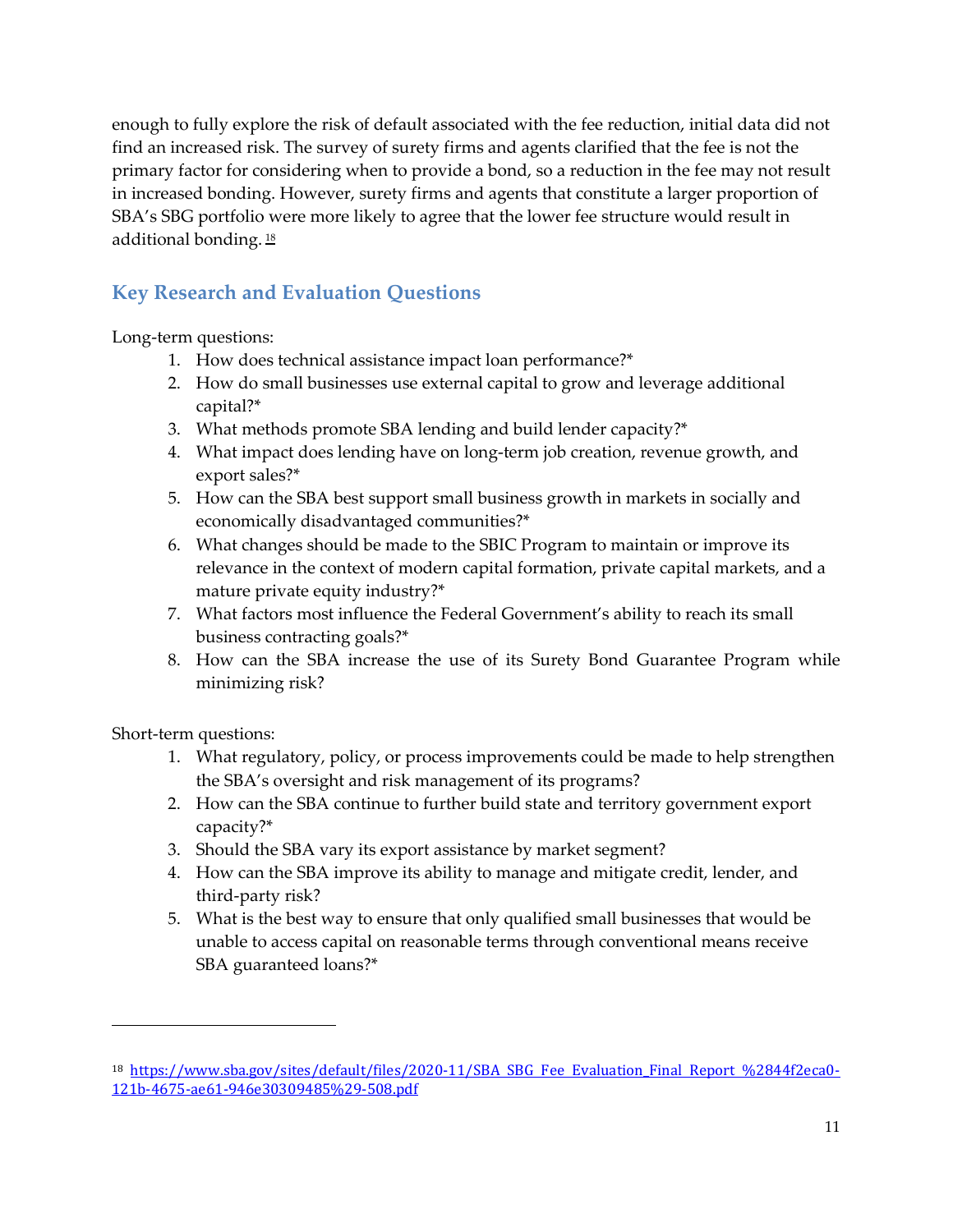enough to fully explore the risk of default associated with the fee reduction, initial data did not find an increased risk. The survey of surety firms and agents clarified that the fee is not the primary factor for considering when to provide a bond, so a reduction in the fee may not result in increased bonding. However, surety firms and agents that constitute a larger proportion of SBA's SBG portfolio were more likely to agree that the lower fee structure would result in additional bonding.[18]

## Key Research and Evaluation Questions

Long-term questions:

1. How does technical assistance impact loan performance?*
2. How do small businesses use external capital to grow and leverage additional capital?*
3. What methods promote SBA lending and build lender capacity?*
4. What impact does lending have on long-term job creation, revenue growth, and export sales?*
5. How can the SBA best support small business growth in markets in socially and economically disadvantaged communities?*
6. What changes should be made to the SBIC Program to maintain or improve its relevance in the context of modern capital formation, private capital markets, and a mature private equity industry?*
7. What factors most influence the Federal Government's ability to reach its small business contracting goals?*
8. How can the SBA increase the use of its Surety Bond Guarantee Program while minimizing risk?

Short-term questions:

1. What regulatory, policy, or process improvements could be made to help strengthen the SBA's oversight and risk management of its programs?
2. How can the SBA continue to further build state and territory government export capacity?*
3. Should the SBA vary its export assistance by market segment?
4. How can the SBA improve its ability to manage and mitigate credit, lender, and third-party risk?
5. What is the best way to ensure that only qualified small businesses that would be unable to access capital on reasonable terms through conventional means receive SBA guaranteed loans?*

---

[18] https://www.sba.gov/sites/default/files/2020-11/SBA_SBG_Fee_Evaluation_Final_Report_%2844f2eca0-121b-4675-ae61-946e30309485%29-508.pdf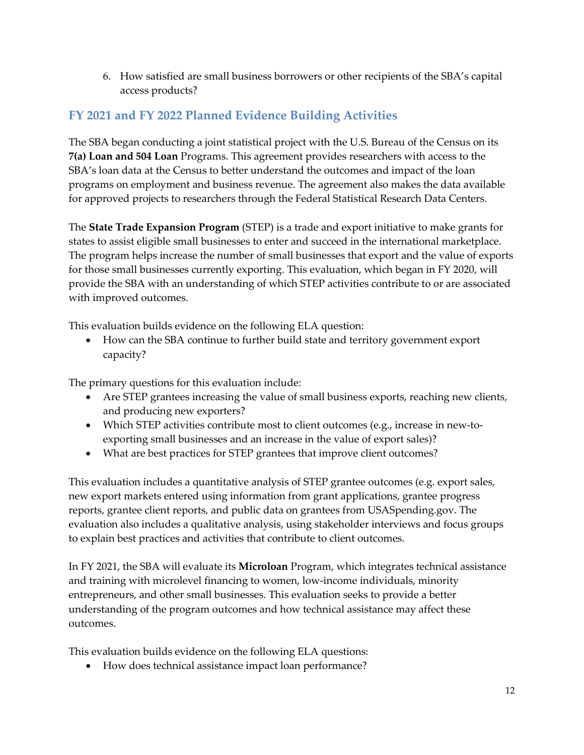6. How satisfied are small business borrowers or other recipients of the SBA's capital access products?

## FY 2021 and FY 2022 Planned Evidence Building Activities

The SBA began conducting a joint statistical project with the U.S. Bureau of the Census on its **7(a) Loan and 504 Loan** Programs. This agreement provides researchers with access to the SBA's loan data at the Census to better understand the outcomes and impact of the loan programs on employment and business revenue. The agreement also makes the data available for approved projects to researchers through the Federal Statistical Research Data Centers.

The **State Trade Expansion Program** (STEP) is a trade and export initiative to make grants for states to assist eligible small businesses to enter and succeed in the international marketplace. The program helps increase the number of small businesses that export and the value of exports for those small businesses currently exporting. This evaluation, which began in FY 2020, will provide the SBA with an understanding of which STEP activities contribute to or are associated with improved outcomes.

This evaluation builds evidence on the following ELA question:

- How can the SBA continue to further build state and territory government export capacity?

The primary questions for this evaluation include:

- Are STEP grantees increasing the value of small business exports, reaching new clients, and producing new exporters?
- Which STEP activities contribute most to client outcomes (e.g., increase in new-to-exporting small businesses and an increase in the value of export sales)?
- What are best practices for STEP grantees that improve client outcomes?

This evaluation includes a quantitative analysis of STEP grantee outcomes (e.g. export sales, new export markets entered using information from grant applications, grantee progress reports, grantee client reports, and public data on grantees from USASpending.gov. The evaluation also includes a qualitative analysis, using stakeholder interviews and focus groups to explain best practices and activities that contribute to client outcomes.

In FY 2021, the SBA will evaluate its **Microloan** Program, which integrates technical assistance and training with microlevel financing to women, low-income individuals, minority entrepreneurs, and other small businesses. This evaluation seeks to provide a better understanding of the program outcomes and how technical assistance may affect these outcomes.

This evaluation builds evidence on the following ELA questions:

- How does technical assistance impact loan performance?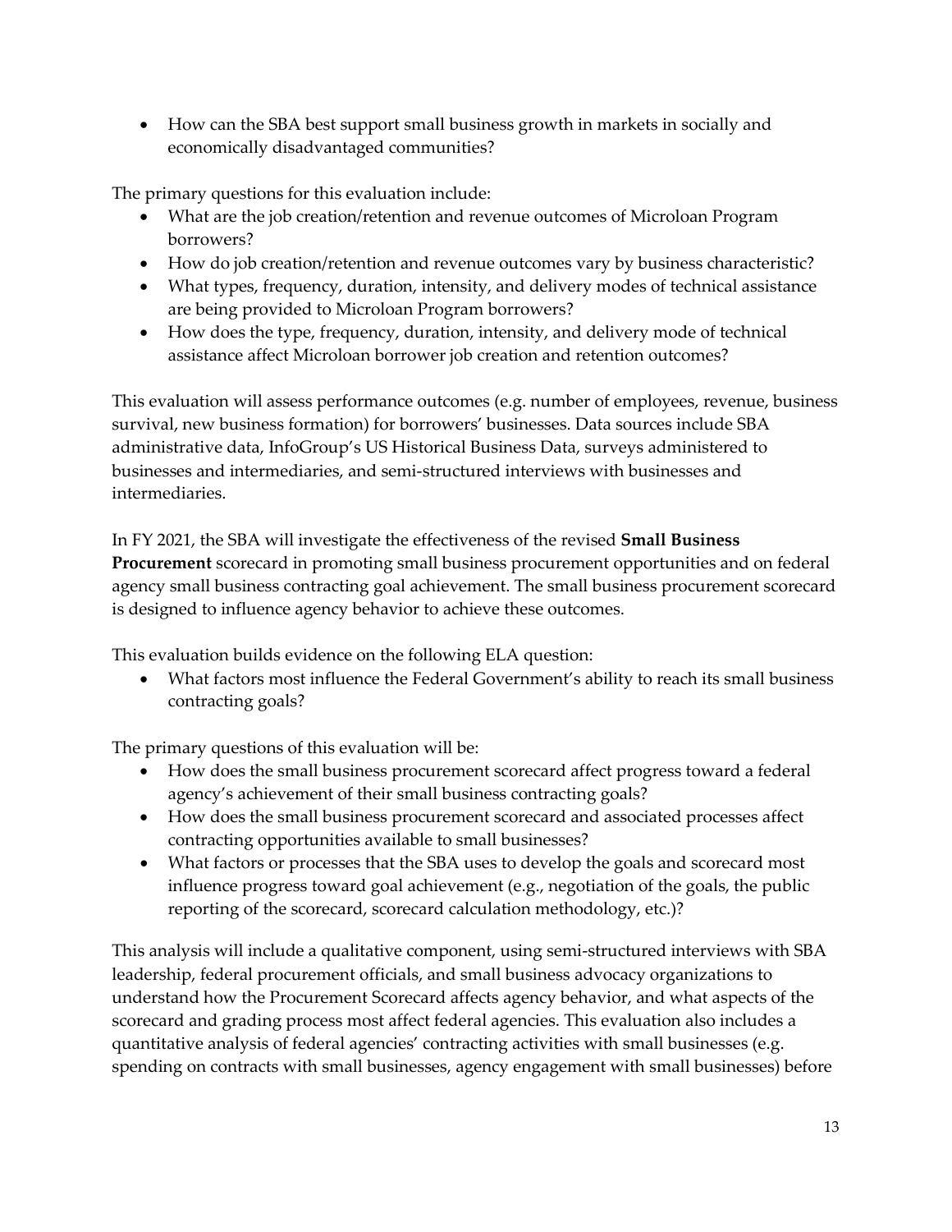- How can the SBA best support small business growth in markets in socially and economically disadvantaged communities?

The primary questions for this evaluation include:

- What are the job creation/retention and revenue outcomes of Microloan Program borrowers?
- How do job creation/retention and revenue outcomes vary by business characteristic?
- What types, frequency, duration, intensity, and delivery modes of technical assistance are being provided to Microloan Program borrowers?
- How does the type, frequency, duration, intensity, and delivery mode of technical assistance affect Microloan borrower job creation and retention outcomes?

This evaluation will assess performance outcomes (e.g. number of employees, revenue, business survival, new business formation) for borrowers' businesses. Data sources include SBA administrative data, InfoGroup's US Historical Business Data, surveys administered to businesses and intermediaries, and semi-structured interviews with businesses and intermediaries.

In FY 2021, the SBA will investigate the effectiveness of the revised **Small Business Procurement** scorecard in promoting small business procurement opportunities and on federal agency small business contracting goal achievement. The small business procurement scorecard is designed to influence agency behavior to achieve these outcomes.

This evaluation builds evidence on the following ELA question:

- What factors most influence the Federal Government's ability to reach its small business contracting goals?

The primary questions of this evaluation will be:

- How does the small business procurement scorecard affect progress toward a federal agency's achievement of their small business contracting goals?
- How does the small business procurement scorecard and associated processes affect contracting opportunities available to small businesses?
- What factors or processes that the SBA uses to develop the goals and scorecard most influence progress toward goal achievement (e.g., negotiation of the goals, the public reporting of the scorecard, scorecard calculation methodology, etc.)?

This analysis will include a qualitative component, using semi-structured interviews with SBA leadership, federal procurement officials, and small business advocacy organizations to understand how the Procurement Scorecard affects agency behavior, and what aspects of the scorecard and grading process most affect federal agencies. This evaluation also includes a quantitative analysis of federal agencies' contracting activities with small businesses (e.g. spending on contracts with small businesses, agency engagement with small businesses) before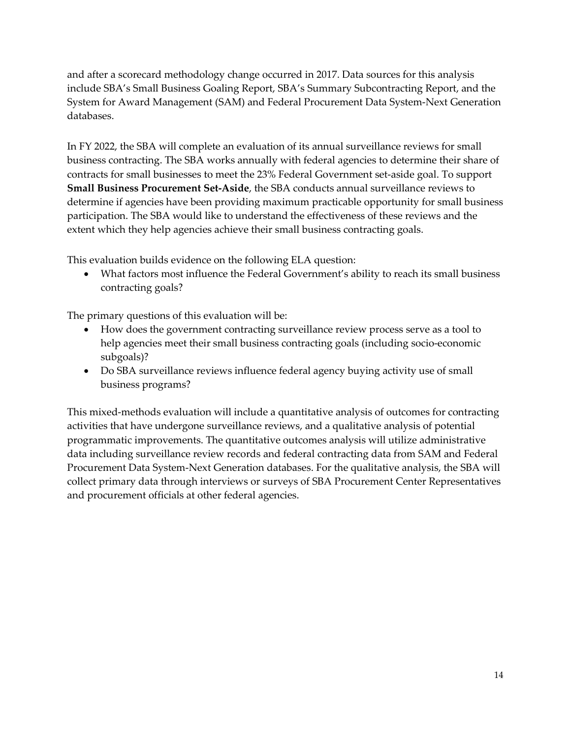and after a scorecard methodology change occurred in 2017. Data sources for this analysis include SBA's Small Business Goaling Report, SBA's Summary Subcontracting Report, and the System for Award Management (SAM) and Federal Procurement Data System-Next Generation databases.

In FY 2022, the SBA will complete an evaluation of its annual surveillance reviews for small business contracting. The SBA works annually with federal agencies to determine their share of contracts for small businesses to meet the 23% Federal Government set-aside goal. To support **Small Business Procurement Set-Aside**, the SBA conducts annual surveillance reviews to determine if agencies have been providing maximum practicable opportunity for small business participation. The SBA would like to understand the effectiveness of these reviews and the extent which they help agencies achieve their small business contracting goals.

This evaluation builds evidence on the following ELA question:

- What factors most influence the Federal Government's ability to reach its small business contracting goals?

The primary questions of this evaluation will be:

- How does the government contracting surveillance review process serve as a tool to help agencies meet their small business contracting goals (including socio-economic subgoals)?
- Do SBA surveillance reviews influence federal agency buying activity use of small business programs?

This mixed-methods evaluation will include a quantitative analysis of outcomes for contracting activities that have undergone surveillance reviews, and a qualitative analysis of potential programmatic improvements. The quantitative outcomes analysis will utilize administrative data including surveillance review records and federal contracting data from SAM and Federal Procurement Data System-Next Generation databases. For the qualitative analysis, the SBA will collect primary data through interviews or surveys of SBA Procurement Center Representatives and procurement officials at other federal agencies.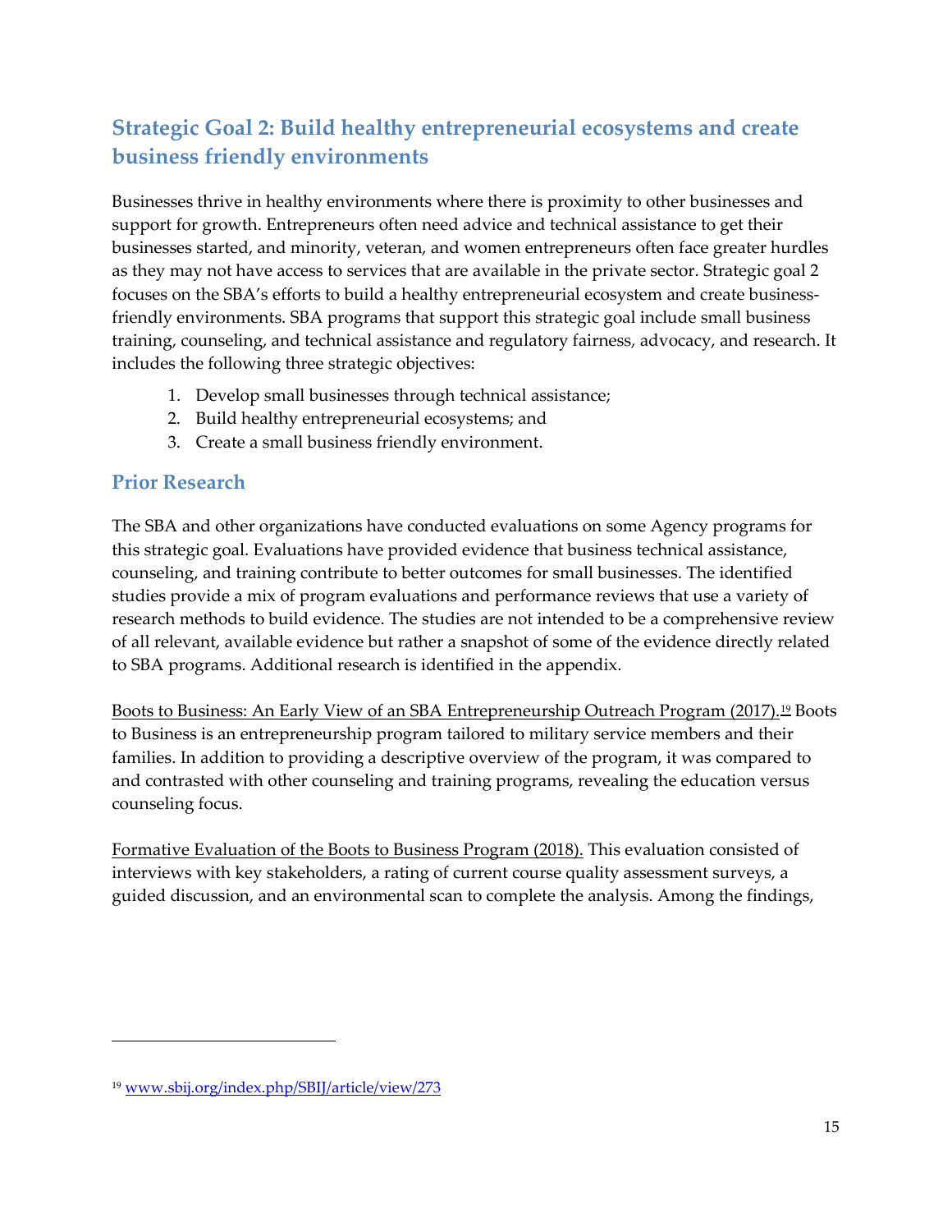## Strategic Goal 2: Build healthy entrepreneurial ecosystems and create business friendly environments

Businesses thrive in healthy environments where there is proximity to other businesses and support for growth. Entrepreneurs often need advice and technical assistance to get their businesses started, and minority, veteran, and women entrepreneurs often face greater hurdles as they may not have access to services that are available in the private sector. Strategic goal 2 focuses on the SBA's efforts to build a healthy entrepreneurial ecosystem and create business-friendly environments. SBA programs that support this strategic goal include small business training, counseling, and technical assistance and regulatory fairness, advocacy, and research. It includes the following three strategic objectives:

1. Develop small businesses through technical assistance;
2. Build healthy entrepreneurial ecosystems; and
3. Create a small business friendly environment.

### Prior Research

The SBA and other organizations have conducted evaluations on some Agency programs for this strategic goal. Evaluations have provided evidence that business technical assistance, counseling, and training contribute to better outcomes for small businesses. The identified studies provide a mix of program evaluations and performance reviews that use a variety of research methods to build evidence. The studies are not intended to be a comprehensive review of all relevant, available evidence but rather a snapshot of some of the evidence directly related to SBA programs. Additional research is identified in the appendix.

Boots to Business: An Early View of an SBA Entrepreneurship Outreach Program (2017).[19] Boots to Business is an entrepreneurship program tailored to military service members and their families. In addition to providing a descriptive overview of the program, it was compared to and contrasted with other counseling and training programs, revealing the education versus counseling focus.

Formative Evaluation of the Boots to Business Program (2018). This evaluation consisted of interviews with key stakeholders, a rating of current course quality assessment surveys, a guided discussion, and an environmental scan to complete the analysis. Among the findings,

---

[19] www.sbij.org/index.php/SBIJ/article/view/273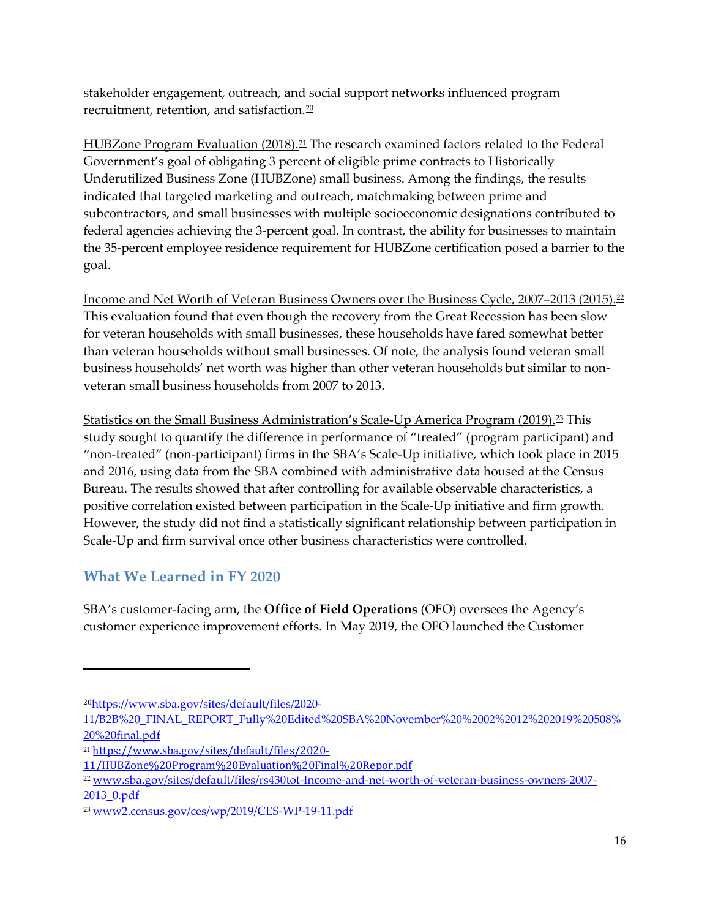stakeholder engagement, outreach, and social support networks influenced program recruitment, retention, and satisfaction.[20]

HUBZone Program Evaluation (2018).[21] The research examined factors related to the Federal Government's goal of obligating 3 percent of eligible prime contracts to Historically Underutilized Business Zone (HUBZone) small business. Among the findings, the results indicated that targeted marketing and outreach, matchmaking between prime and subcontractors, and small businesses with multiple socioeconomic designations contributed to federal agencies achieving the 3-percent goal. In contrast, the ability for businesses to maintain the 35-percent employee residence requirement for HUBZone certification posed a barrier to the goal.

Income and Net Worth of Veteran Business Owners over the Business Cycle, 2007–2013 (2015).[22] This evaluation found that even though the recovery from the Great Recession has been slow for veteran households with small businesses, these households have fared somewhat better than veteran households without small businesses. Of note, the analysis found veteran small business households' net worth was higher than other veteran households but similar to non-veteran small business households from 2007 to 2013.

Statistics on the Small Business Administration's Scale-Up America Program (2019).[23] This study sought to quantify the difference in performance of "treated" (program participant) and "non-treated" (non-participant) firms in the SBA's Scale-Up initiative, which took place in 2015 and 2016, using data from the SBA combined with administrative data housed at the Census Bureau. The results showed that after controlling for available observable characteristics, a positive correlation existed between participation in the Scale-Up initiative and firm growth. However, the study did not find a statistically significant relationship between participation in Scale-Up and firm survival once other business characteristics were controlled.

## What We Learned in FY 2020

SBA's customer-facing arm, the **Office of Field Operations** (OFO) oversees the Agency's customer experience improvement efforts. In May 2019, the OFO launched the Customer

---

[20] https://www.sba.gov/sites/default/files/2020-11/B2B%20_FINAL_REPORT_Fully%20Edited%20SBA%20November%20%2002%2012%202019%20508%20%20final.pdf

[21] https://www.sba.gov/sites/default/files/2020-11/HUBZone%20Program%20Evaluation%20Final%20Repor.pdf

[22] www.sba.gov/sites/default/files/rs430tot-Income-and-net-worth-of-veteran-business-owners-2007-2013_0.pdf

[23] www2.census.gov/ces/wp/2019/CES-WP-19-11.pdf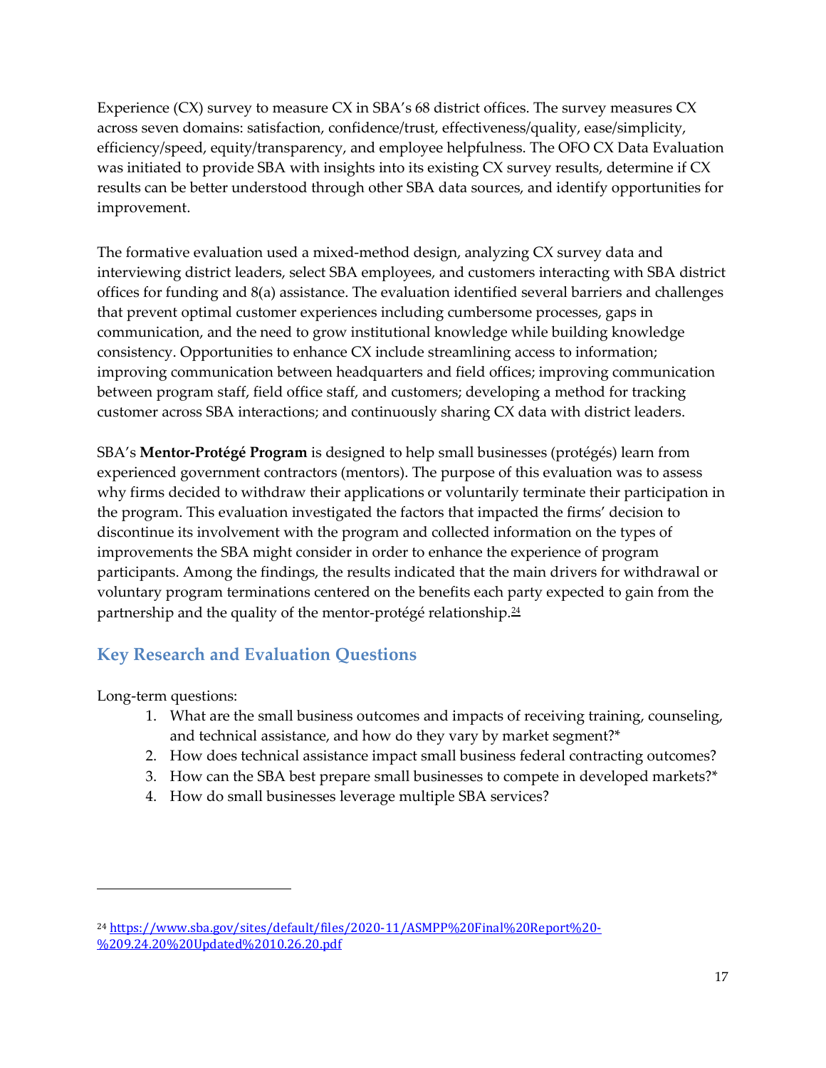Experience (CX) survey to measure CX in SBA's 68 district offices. The survey measures CX across seven domains: satisfaction, confidence/trust, effectiveness/quality, ease/simplicity, efficiency/speed, equity/transparency, and employee helpfulness. The OFO CX Data Evaluation was initiated to provide SBA with insights into its existing CX survey results, determine if CX results can be better understood through other SBA data sources, and identify opportunities for improvement.

The formative evaluation used a mixed-method design, analyzing CX survey data and interviewing district leaders, select SBA employees, and customers interacting with SBA district offices for funding and 8(a) assistance. The evaluation identified several barriers and challenges that prevent optimal customer experiences including cumbersome processes, gaps in communication, and the need to grow institutional knowledge while building knowledge consistency. Opportunities to enhance CX include streamlining access to information; improving communication between headquarters and field offices; improving communication between program staff, field office staff, and customers; developing a method for tracking customer across SBA interactions; and continuously sharing CX data with district leaders.

SBA's **Mentor-Protégé Program** is designed to help small businesses (protégés) learn from experienced government contractors (mentors). The purpose of this evaluation was to assess why firms decided to withdraw their applications or voluntarily terminate their participation in the program. This evaluation investigated the factors that impacted the firms' decision to discontinue its involvement with the program and collected information on the types of improvements the SBA might consider in order to enhance the experience of program participants. Among the findings, the results indicated that the main drivers for withdrawal or voluntary program terminations centered on the benefits each party expected to gain from the partnership and the quality of the mentor-protégé relationship.[24]

## Key Research and Evaluation Questions

Long-term questions:

1. What are the small business outcomes and impacts of receiving training, counseling, and technical assistance, and how do they vary by market segment?*
2. How does technical assistance impact small business federal contracting outcomes?
3. How can the SBA best prepare small businesses to compete in developed markets?*
4. How do small businesses leverage multiple SBA services?

---

[24] https://www.sba.gov/sites/default/files/2020-11/ASMPP%20Final%20Report%20-%209.24.20%20Updated%2010.26.20.pdf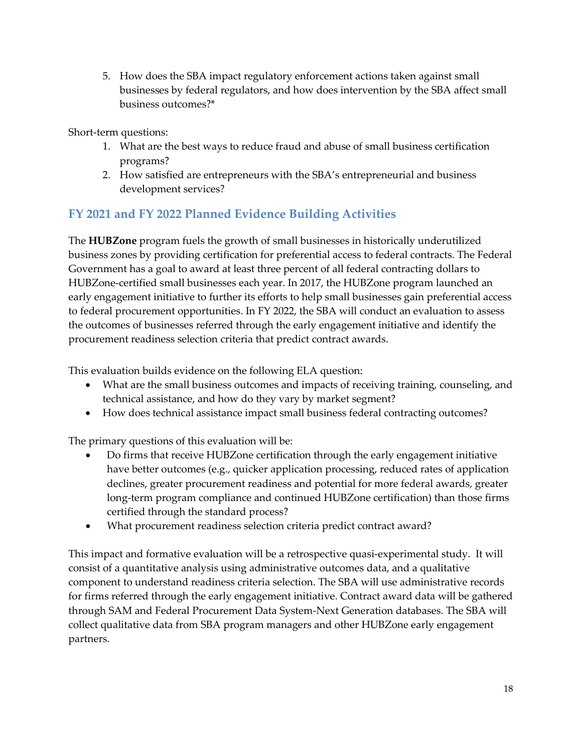5. How does the SBA impact regulatory enforcement actions taken against small businesses by federal regulators, and how does intervention by the SBA affect small business outcomes?*

Short-term questions:

1. What are the best ways to reduce fraud and abuse of small business certification programs?
2. How satisfied are entrepreneurs with the SBA's entrepreneurial and business development services?

## FY 2021 and FY 2022 Planned Evidence Building Activities

The **HUBZone** program fuels the growth of small businesses in historically underutilized business zones by providing certification for preferential access to federal contracts. The Federal Government has a goal to award at least three percent of all federal contracting dollars to HUBZone-certified small businesses each year. In 2017, the HUBZone program launched an early engagement initiative to further its efforts to help small businesses gain preferential access to federal procurement opportunities. In FY 2022, the SBA will conduct an evaluation to assess the outcomes of businesses referred through the early engagement initiative and identify the procurement readiness selection criteria that predict contract awards.

This evaluation builds evidence on the following ELA question:

- What are the small business outcomes and impacts of receiving training, counseling, and technical assistance, and how do they vary by market segment?
- How does technical assistance impact small business federal contracting outcomes?

The primary questions of this evaluation will be:

- Do firms that receive HUBZone certification through the early engagement initiative have better outcomes (e.g., quicker application processing, reduced rates of application declines, greater procurement readiness and potential for more federal awards, greater long-term program compliance and continued HUBZone certification) than those firms certified through the standard process?
- What procurement readiness selection criteria predict contract award?

This impact and formative evaluation will be a retrospective quasi-experimental study. It will consist of a quantitative analysis using administrative outcomes data, and a qualitative component to understand readiness criteria selection. The SBA will use administrative records for firms referred through the early engagement initiative. Contract award data will be gathered through SAM and Federal Procurement Data System-Next Generation databases. The SBA will collect qualitative data from SBA program managers and other HUBZone early engagement partners.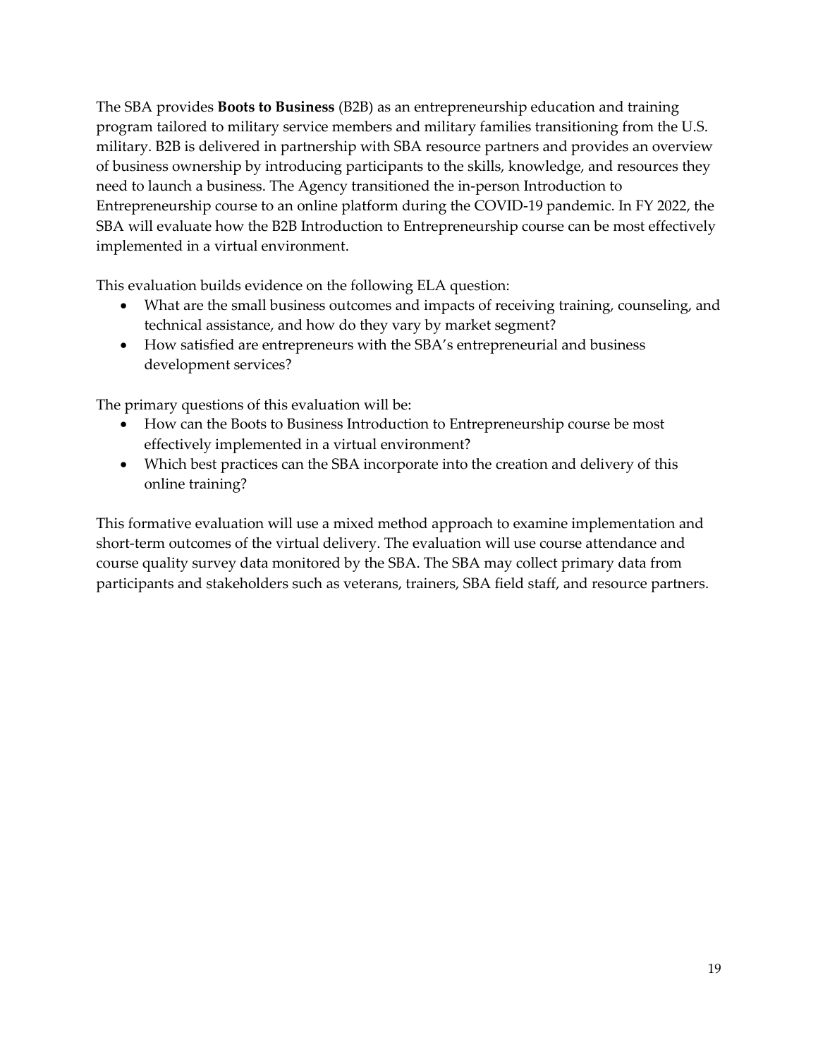The SBA provides **Boots to Business** (B2B) as an entrepreneurship education and training program tailored to military service members and military families transitioning from the U.S. military. B2B is delivered in partnership with SBA resource partners and provides an overview of business ownership by introducing participants to the skills, knowledge, and resources they need to launch a business. The Agency transitioned the in-person Introduction to Entrepreneurship course to an online platform during the COVID-19 pandemic. In FY 2022, the SBA will evaluate how the B2B Introduction to Entrepreneurship course can be most effectively implemented in a virtual environment.

This evaluation builds evidence on the following ELA question:

- What are the small business outcomes and impacts of receiving training, counseling, and technical assistance, and how do they vary by market segment?
- How satisfied are entrepreneurs with the SBA's entrepreneurial and business development services?

The primary questions of this evaluation will be:

- How can the Boots to Business Introduction to Entrepreneurship course be most effectively implemented in a virtual environment?
- Which best practices can the SBA incorporate into the creation and delivery of this online training?

This formative evaluation will use a mixed method approach to examine implementation and short-term outcomes of the virtual delivery. The evaluation will use course attendance and course quality survey data monitored by the SBA. The SBA may collect primary data from participants and stakeholders such as veterans, trainers, SBA field staff, and resource partners.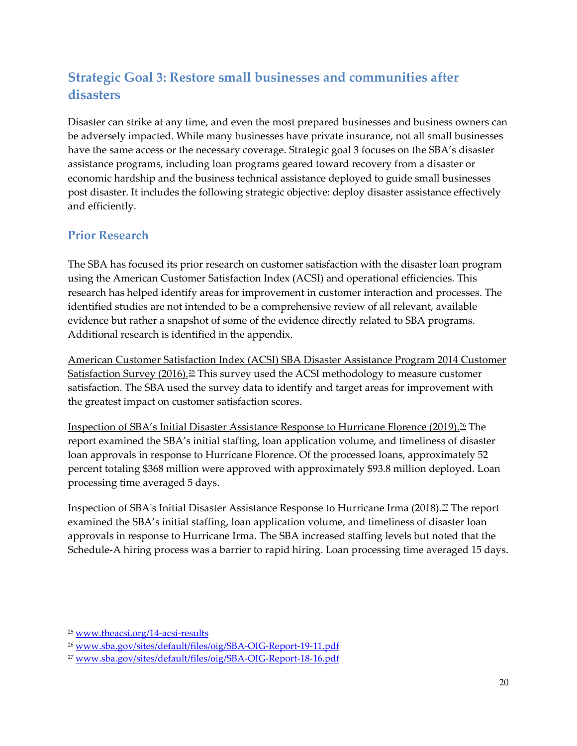## Strategic Goal 3: Restore small businesses and communities after disasters

Disaster can strike at any time, and even the most prepared businesses and business owners can be adversely impacted. While many businesses have private insurance, not all small businesses have the same access or the necessary coverage. Strategic goal 3 focuses on the SBA's disaster assistance programs, including loan programs geared toward recovery from a disaster or economic hardship and the business technical assistance deployed to guide small businesses post disaster. It includes the following strategic objective: deploy disaster assistance effectively and efficiently.

### Prior Research

The SBA has focused its prior research on customer satisfaction with the disaster loan program using the American Customer Satisfaction Index (ACSI) and operational efficiencies. This research has helped identify areas for improvement in customer interaction and processes. The identified studies are not intended to be a comprehensive review of all relevant, available evidence but rather a snapshot of some of the evidence directly related to SBA programs. Additional research is identified in the appendix.

American Customer Satisfaction Index (ACSI) SBA Disaster Assistance Program 2014 Customer Satisfaction Survey (2016).[25] This survey used the ACSI methodology to measure customer satisfaction. The SBA used the survey data to identify and target areas for improvement with the greatest impact on customer satisfaction scores.

Inspection of SBA's Initial Disaster Assistance Response to Hurricane Florence (2019).[26] The report examined the SBA's initial staffing, loan application volume, and timeliness of disaster loan approvals in response to Hurricane Florence. Of the processed loans, approximately 52 percent totaling $368 million were approved with approximately $93.8 million deployed. Loan processing time averaged 5 days.

Inspection of SBA's Initial Disaster Assistance Response to Hurricane Irma (2018).[27] The report examined the SBA's initial staffing, loan application volume, and timeliness of disaster loan approvals in response to Hurricane Irma. The SBA increased staffing levels but noted that the Schedule-A hiring process was a barrier to rapid hiring. Loan processing time averaged 15 days.

---

[25] www.theacsi.org/14-acsi-results

[26] www.sba.gov/sites/default/files/oig/SBA-OIG-Report-19-11.pdf

[27] www.sba.gov/sites/default/files/oig/SBA-OIG-Report-18-16.pdf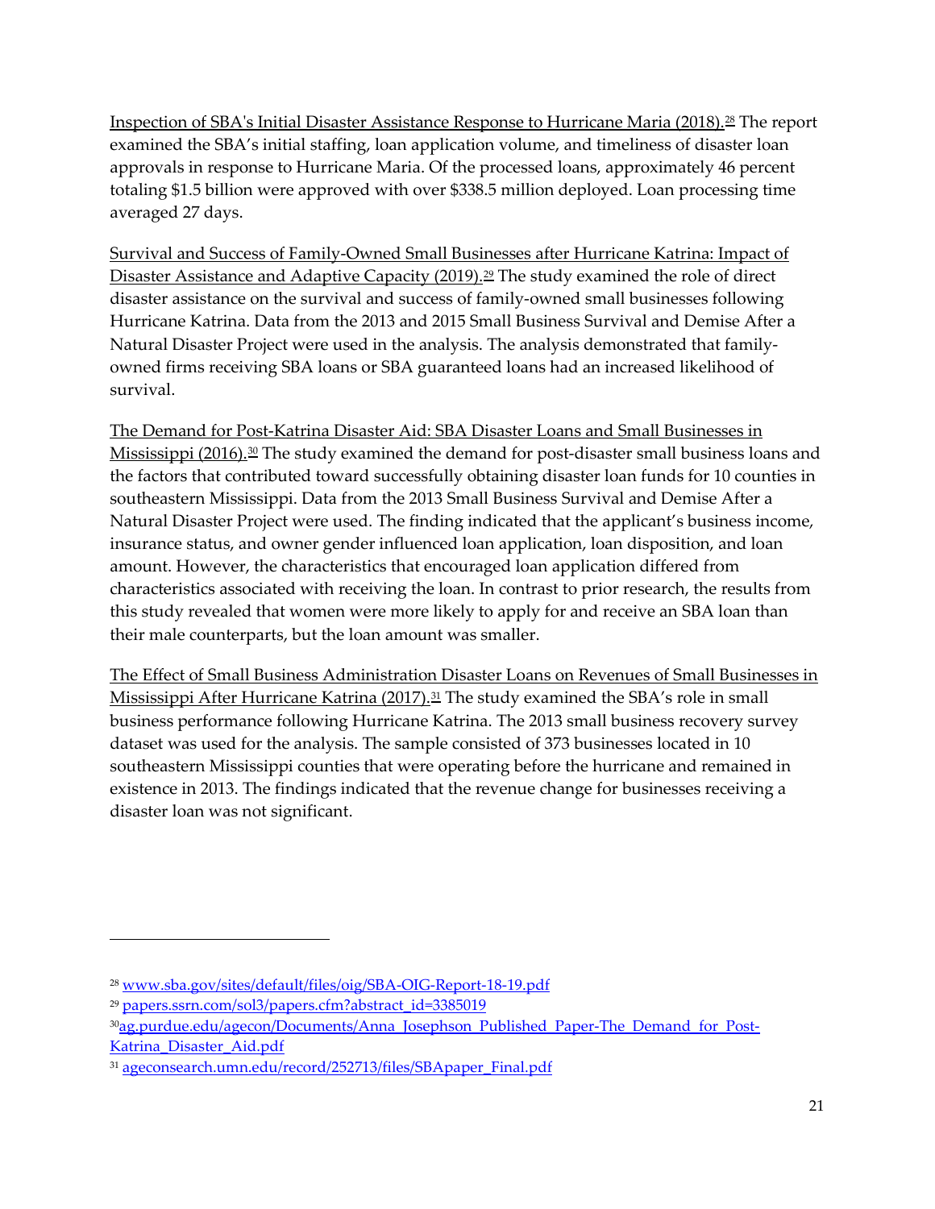Inspection of SBA's Initial Disaster Assistance Response to Hurricane Maria (2018).[28] The report examined the SBA's initial staffing, loan application volume, and timeliness of disaster loan approvals in response to Hurricane Maria. Of the processed loans, approximately 46 percent totaling $1.5 billion were approved with over $338.5 million deployed. Loan processing time averaged 27 days.

Survival and Success of Family-Owned Small Businesses after Hurricane Katrina: Impact of Disaster Assistance and Adaptive Capacity (2019).[29] The study examined the role of direct disaster assistance on the survival and success of family-owned small businesses following Hurricane Katrina. Data from the 2013 and 2015 Small Business Survival and Demise After a Natural Disaster Project were used in the analysis. The analysis demonstrated that family-owned firms receiving SBA loans or SBA guaranteed loans had an increased likelihood of survival.

The Demand for Post-Katrina Disaster Aid: SBA Disaster Loans and Small Businesses in Mississippi (2016).[30] The study examined the demand for post-disaster small business loans and the factors that contributed toward successfully obtaining disaster loan funds for 10 counties in southeastern Mississippi. Data from the 2013 Small Business Survival and Demise After a Natural Disaster Project were used. The finding indicated that the applicant's business income, insurance status, and owner gender influenced loan application, loan disposition, and loan amount. However, the characteristics that encouraged loan application differed from characteristics associated with receiving the loan. In contrast to prior research, the results from this study revealed that women were more likely to apply for and receive an SBA loan than their male counterparts, but the loan amount was smaller.

The Effect of Small Business Administration Disaster Loans on Revenues of Small Businesses in Mississippi After Hurricane Katrina (2017).[31] The study examined the SBA's role in small business performance following Hurricane Katrina. The 2013 small business recovery survey dataset was used for the analysis. The sample consisted of 373 businesses located in 10 southeastern Mississippi counties that were operating before the hurricane and remained in existence in 2013. The findings indicated that the revenue change for businesses receiving a disaster loan was not significant.

---

[28] www.sba.gov/sites/default/files/oig/SBA-OIG-Report-18-19.pdf

[29] papers.ssrn.com/sol3/papers.cfm?abstract_id=3385019

[30] ag.purdue.edu/agecon/Documents/Anna_Josephson_Published_Paper-The_Demand_for_Post-Katrina_Disaster_Aid.pdf

[31] ageconsearch.umn.edu/record/252713/files/SBApaper_Final.pdf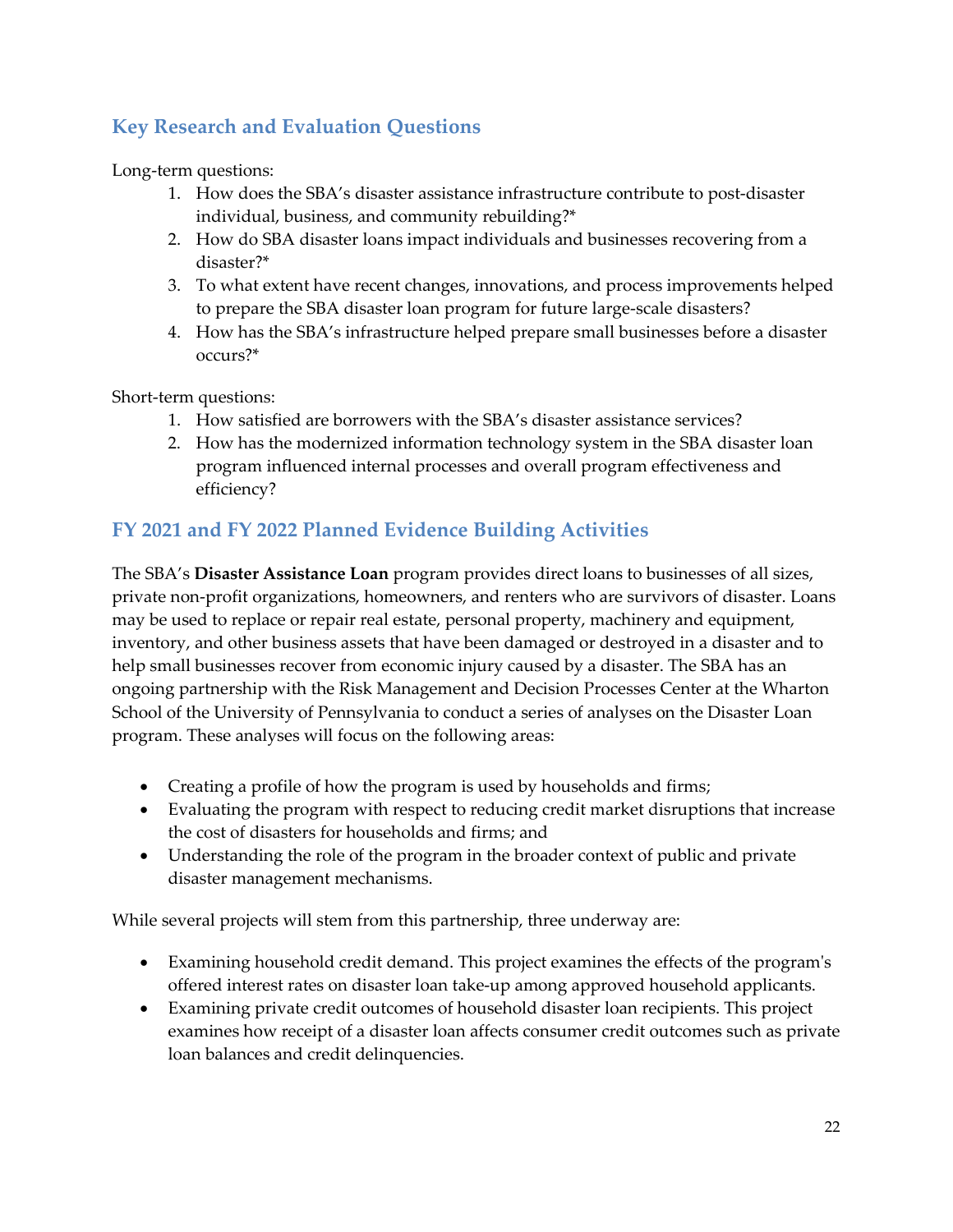## Key Research and Evaluation Questions

Long-term questions:

1. How does the SBA's disaster assistance infrastructure contribute to post-disaster individual, business, and community rebuilding?*
2. How do SBA disaster loans impact individuals and businesses recovering from a disaster?*
3. To what extent have recent changes, innovations, and process improvements helped to prepare the SBA disaster loan program for future large-scale disasters?
4. How has the SBA's infrastructure helped prepare small businesses before a disaster occurs?*

Short-term questions:

1. How satisfied are borrowers with the SBA's disaster assistance services?
2. How has the modernized information technology system in the SBA disaster loan program influenced internal processes and overall program effectiveness and efficiency?

## FY 2021 and FY 2022 Planned Evidence Building Activities

The SBA's **Disaster Assistance Loan** program provides direct loans to businesses of all sizes, private non-profit organizations, homeowners, and renters who are survivors of disaster. Loans may be used to replace or repair real estate, personal property, machinery and equipment, inventory, and other business assets that have been damaged or destroyed in a disaster and to help small businesses recover from economic injury caused by a disaster. The SBA has an ongoing partnership with the Risk Management and Decision Processes Center at the Wharton School of the University of Pennsylvania to conduct a series of analyses on the Disaster Loan program. These analyses will focus on the following areas:

- Creating a profile of how the program is used by households and firms;
- Evaluating the program with respect to reducing credit market disruptions that increase the cost of disasters for households and firms; and
- Understanding the role of the program in the broader context of public and private disaster management mechanisms.

While several projects will stem from this partnership, three underway are:

- Examining household credit demand. This project examines the effects of the program's offered interest rates on disaster loan take-up among approved household applicants.
- Examining private credit outcomes of household disaster loan recipients. This project examines how receipt of a disaster loan affects consumer credit outcomes such as private loan balances and credit delinquencies.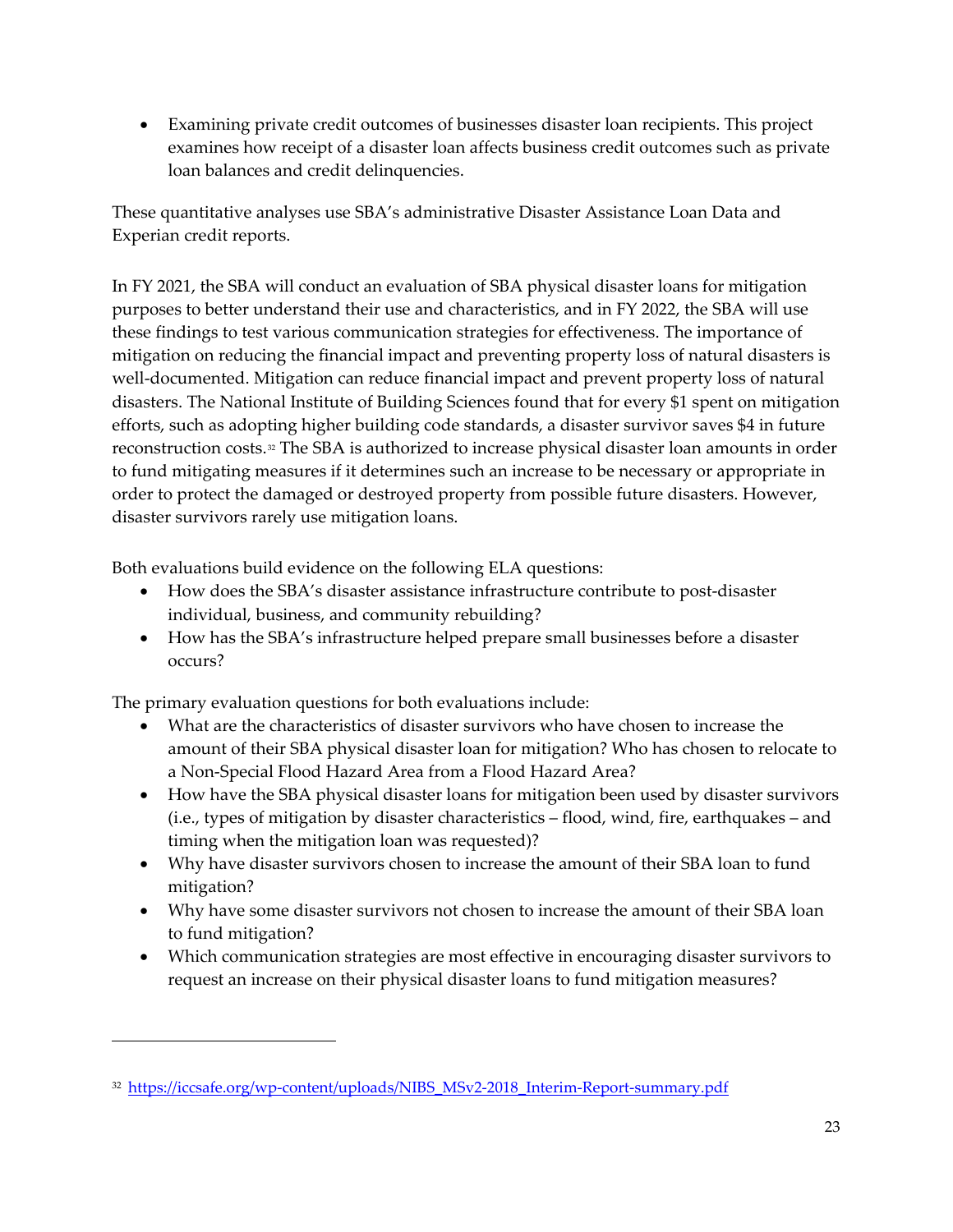- Examining private credit outcomes of businesses disaster loan recipients. This project examines how receipt of a disaster loan affects business credit outcomes such as private loan balances and credit delinquencies.

These quantitative analyses use SBA's administrative Disaster Assistance Loan Data and Experian credit reports.

In FY 2021, the SBA will conduct an evaluation of SBA physical disaster loans for mitigation purposes to better understand their use and characteristics, and in FY 2022, the SBA will use these findings to test various communication strategies for effectiveness. The importance of mitigation on reducing the financial impact and preventing property loss of natural disasters is well-documented. Mitigation can reduce financial impact and prevent property loss of natural disasters. The National Institute of Building Sciences found that for every $1 spent on mitigation efforts, such as adopting higher building code standards, a disaster survivor saves $4 in future reconstruction costs.[32] The SBA is authorized to increase physical disaster loan amounts in order to fund mitigating measures if it determines such an increase to be necessary or appropriate in order to protect the damaged or destroyed property from possible future disasters. However, disaster survivors rarely use mitigation loans.

Both evaluations build evidence on the following ELA questions:

- How does the SBA's disaster assistance infrastructure contribute to post-disaster individual, business, and community rebuilding?
- How has the SBA's infrastructure helped prepare small businesses before a disaster occurs?

The primary evaluation questions for both evaluations include:

- What are the characteristics of disaster survivors who have chosen to increase the amount of their SBA physical disaster loan for mitigation? Who has chosen to relocate to a Non-Special Flood Hazard Area from a Flood Hazard Area?
- How have the SBA physical disaster loans for mitigation been used by disaster survivors (i.e., types of mitigation by disaster characteristics – flood, wind, fire, earthquakes – and timing when the mitigation loan was requested)?
- Why have disaster survivors chosen to increase the amount of their SBA loan to fund mitigation?
- Why have some disaster survivors not chosen to increase the amount of their SBA loan to fund mitigation?
- Which communication strategies are most effective in encouraging disaster survivors to request an increase on their physical disaster loans to fund mitigation measures?

---

[32] https://iccsafe.org/wp-content/uploads/NIBS_MSv2-2018_Interim-Report-summary.pdf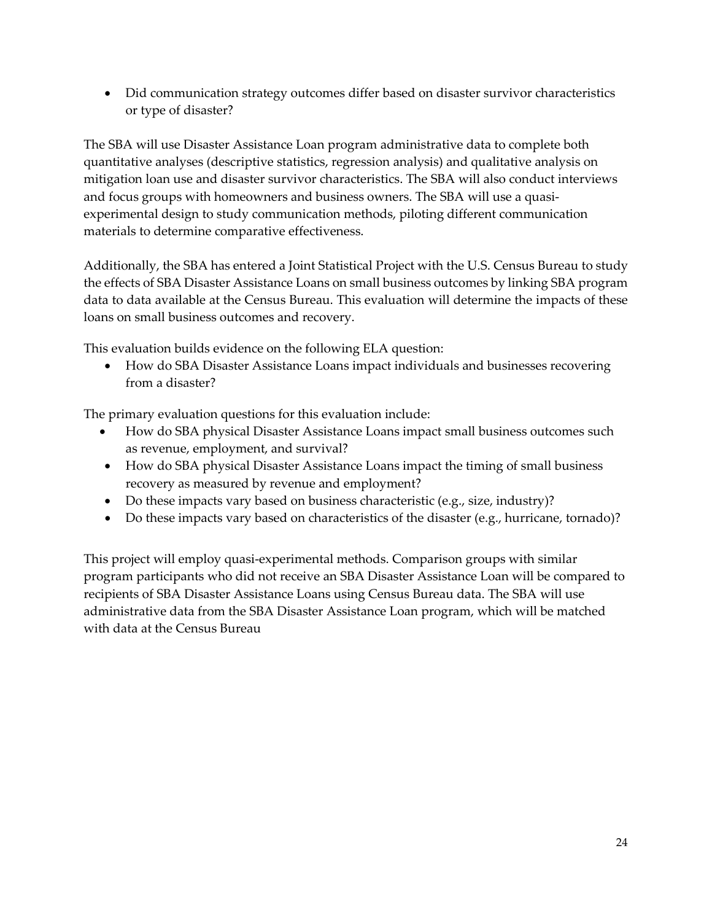- Did communication strategy outcomes differ based on disaster survivor characteristics or type of disaster?

The SBA will use Disaster Assistance Loan program administrative data to complete both quantitative analyses (descriptive statistics, regression analysis) and qualitative analysis on mitigation loan use and disaster survivor characteristics. The SBA will also conduct interviews and focus groups with homeowners and business owners. The SBA will use a quasi-experimental design to study communication methods, piloting different communication materials to determine comparative effectiveness.

Additionally, the SBA has entered a Joint Statistical Project with the U.S. Census Bureau to study the effects of SBA Disaster Assistance Loans on small business outcomes by linking SBA program data to data available at the Census Bureau. This evaluation will determine the impacts of these loans on small business outcomes and recovery.

This evaluation builds evidence on the following ELA question:

- How do SBA Disaster Assistance Loans impact individuals and businesses recovering from a disaster?

The primary evaluation questions for this evaluation include:

- How do SBA physical Disaster Assistance Loans impact small business outcomes such as revenue, employment, and survival?
- How do SBA physical Disaster Assistance Loans impact the timing of small business recovery as measured by revenue and employment?
- Do these impacts vary based on business characteristic (e.g., size, industry)?
- Do these impacts vary based on characteristics of the disaster (e.g., hurricane, tornado)?

This project will employ quasi-experimental methods. Comparison groups with similar program participants who did not receive an SBA Disaster Assistance Loan will be compared to recipients of SBA Disaster Assistance Loans using Census Bureau data. The SBA will use administrative data from the SBA Disaster Assistance Loan program, which will be matched with data at the Census Bureau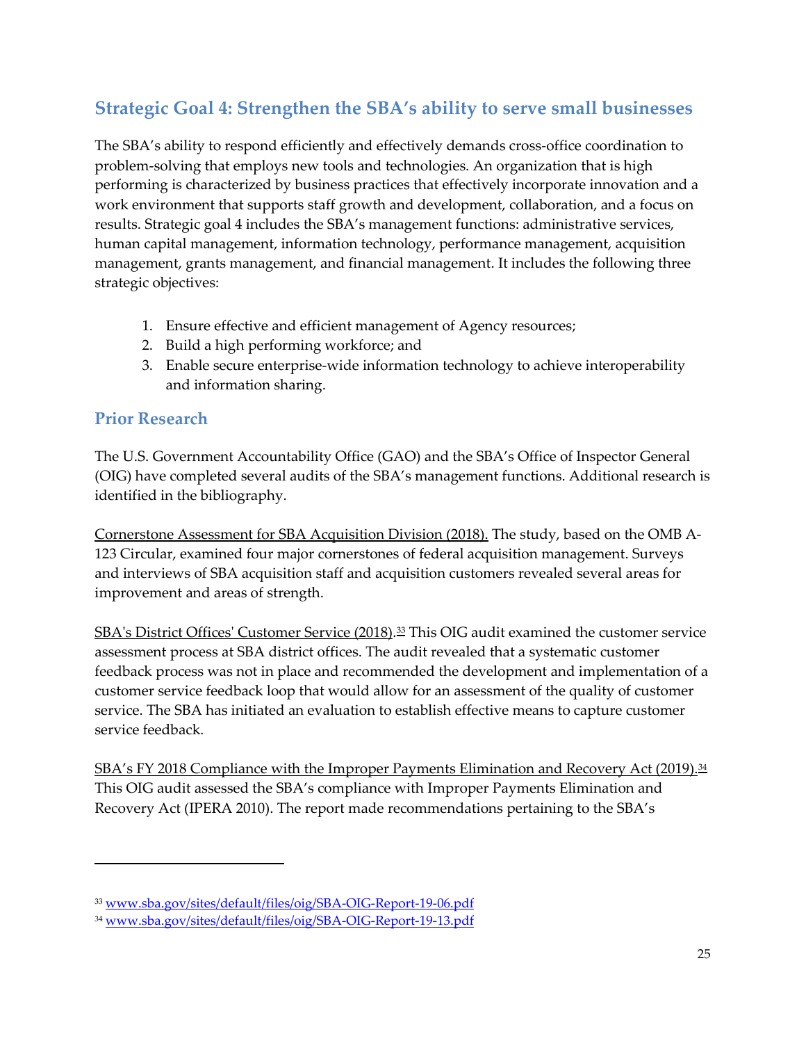## Strategic Goal 4: Strengthen the SBA's ability to serve small businesses

The SBA's ability to respond efficiently and effectively demands cross-office coordination to problem-solving that employs new tools and technologies. An organization that is high performing is characterized by business practices that effectively incorporate innovation and a work environment that supports staff growth and development, collaboration, and a focus on results. Strategic goal 4 includes the SBA's management functions: administrative services, human capital management, information technology, performance management, acquisition management, grants management, and financial management. It includes the following three strategic objectives:

1. Ensure effective and efficient management of Agency resources;
2. Build a high performing workforce; and
3. Enable secure enterprise-wide information technology to achieve interoperability and information sharing.

### Prior Research

The U.S. Government Accountability Office (GAO) and the SBA's Office of Inspector General (OIG) have completed several audits of the SBA's management functions. Additional research is identified in the bibliography.

Cornerstone Assessment for SBA Acquisition Division (2018). The study, based on the OMB A-123 Circular, examined four major cornerstones of federal acquisition management. Surveys and interviews of SBA acquisition staff and acquisition customers revealed several areas for improvement and areas of strength.

SBA's District Offices' Customer Service (2018).[33] This OIG audit examined the customer service assessment process at SBA district offices. The audit revealed that a systematic customer feedback process was not in place and recommended the development and implementation of a customer service feedback loop that would allow for an assessment of the quality of customer service. The SBA has initiated an evaluation to establish effective means to capture customer service feedback.

SBA's FY 2018 Compliance with the Improper Payments Elimination and Recovery Act (2019).[34] This OIG audit assessed the SBA's compliance with Improper Payments Elimination and Recovery Act (IPERA 2010). The report made recommendations pertaining to the SBA's

---

[33] www.sba.gov/sites/default/files/oig/SBA-OIG-Report-19-06.pdf

[34] www.sba.gov/sites/default/files/oig/SBA-OIG-Report-19-13.pdf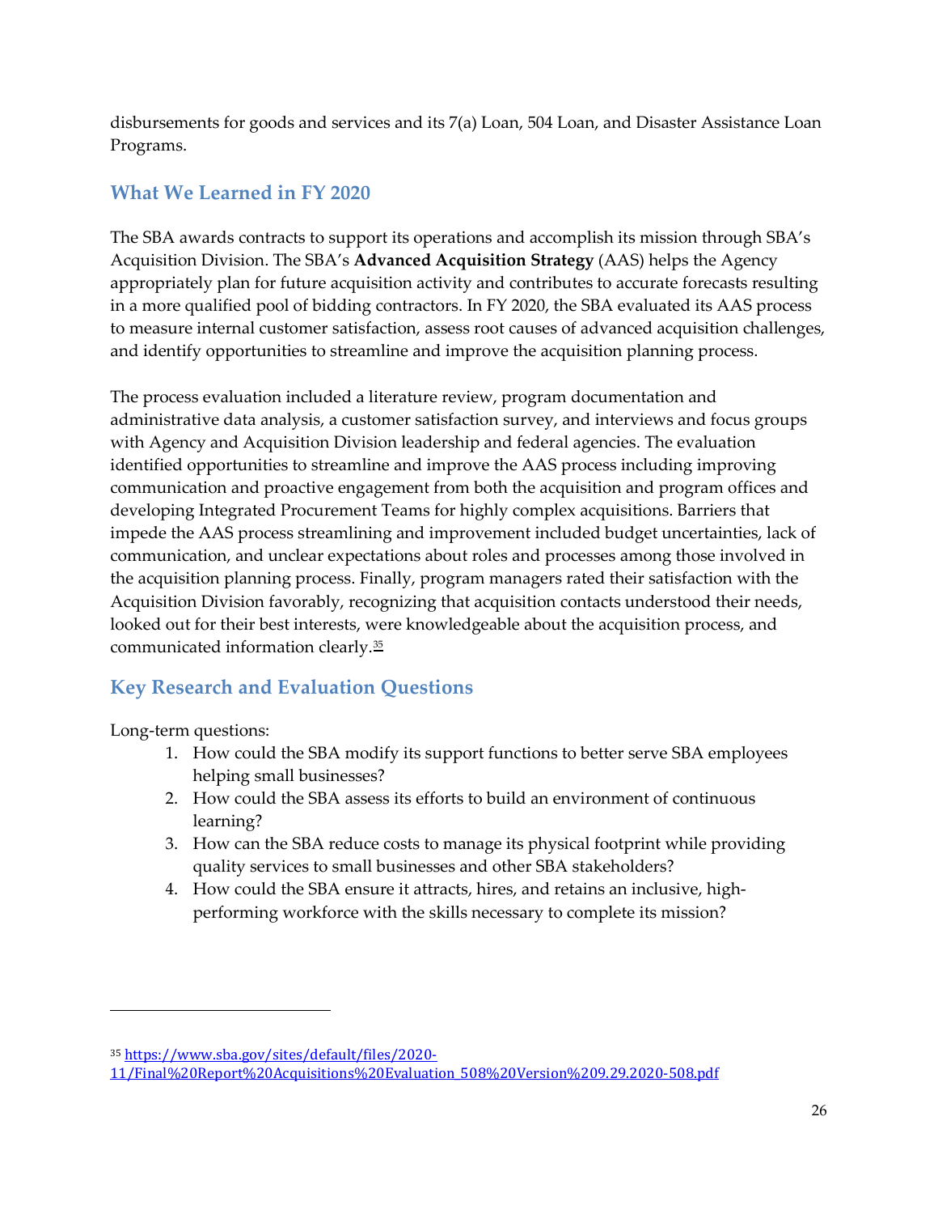disbursements for goods and services and its 7(a) Loan, 504 Loan, and Disaster Assistance Loan Programs.

## What We Learned in FY 2020

The SBA awards contracts to support its operations and accomplish its mission through SBA's Acquisition Division. The SBA's **Advanced Acquisition Strategy** (AAS) helps the Agency appropriately plan for future acquisition activity and contributes to accurate forecasts resulting in a more qualified pool of bidding contractors. In FY 2020, the SBA evaluated its AAS process to measure internal customer satisfaction, assess root causes of advanced acquisition challenges, and identify opportunities to streamline and improve the acquisition planning process.

The process evaluation included a literature review, program documentation and administrative data analysis, a customer satisfaction survey, and interviews and focus groups with Agency and Acquisition Division leadership and federal agencies. The evaluation identified opportunities to streamline and improve the AAS process including improving communication and proactive engagement from both the acquisition and program offices and developing Integrated Procurement Teams for highly complex acquisitions. Barriers that impede the AAS process streamlining and improvement included budget uncertainties, lack of communication, and unclear expectations about roles and processes among those involved in the acquisition planning process. Finally, program managers rated their satisfaction with the Acquisition Division favorably, recognizing that acquisition contacts understood their needs, looked out for their best interests, were knowledgeable about the acquisition process, and communicated information clearly.[35]

## Key Research and Evaluation Questions

Long-term questions:

1. How could the SBA modify its support functions to better serve SBA employees helping small businesses?
2. How could the SBA assess its efforts to build an environment of continuous learning?
3. How can the SBA reduce costs to manage its physical footprint while providing quality services to small businesses and other SBA stakeholders?
4. How could the SBA ensure it attracts, hires, and retains an inclusive, high-performing workforce with the skills necessary to complete its mission?

---

[35] https://www.sba.gov/sites/default/files/2020-11/Final%20Report%20Acquisitions%20Evaluation_508%20Version%209.29.2020-508.pdf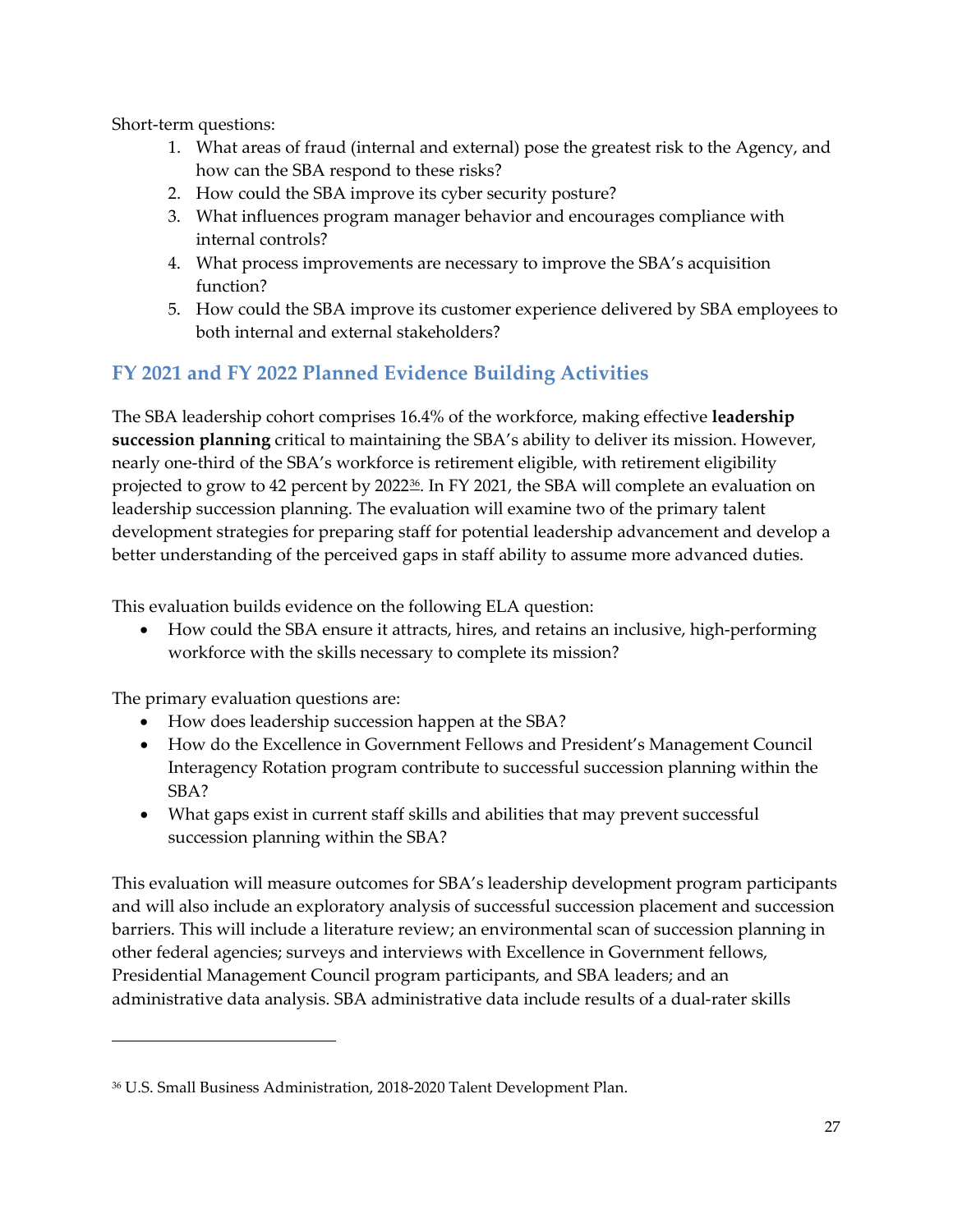Short-term questions:

1. What areas of fraud (internal and external) pose the greatest risk to the Agency, and how can the SBA respond to these risks?
2. How could the SBA improve its cyber security posture?
3. What influences program manager behavior and encourages compliance with internal controls?
4. What process improvements are necessary to improve the SBA's acquisition function?
5. How could the SBA improve its customer experience delivered by SBA employees to both internal and external stakeholders?

## FY 2021 and FY 2022 Planned Evidence Building Activities

The SBA leadership cohort comprises 16.4% of the workforce, making effective **leadership succession planning** critical to maintaining the SBA's ability to deliver its mission. However, nearly one-third of the SBA's workforce is retirement eligible, with retirement eligibility projected to grow to 42 percent by 2022[36]. In FY 2021, the SBA will complete an evaluation on leadership succession planning. The evaluation will examine two of the primary talent development strategies for preparing staff for potential leadership advancement and develop a better understanding of the perceived gaps in staff ability to assume more advanced duties.

This evaluation builds evidence on the following ELA question:

- How could the SBA ensure it attracts, hires, and retains an inclusive, high-performing workforce with the skills necessary to complete its mission?

The primary evaluation questions are:

- How does leadership succession happen at the SBA?
- How do the Excellence in Government Fellows and President's Management Council Interagency Rotation program contribute to successful succession planning within the SBA?
- What gaps exist in current staff skills and abilities that may prevent successful succession planning within the SBA?

This evaluation will measure outcomes for SBA's leadership development program participants and will also include an exploratory analysis of successful succession placement and succession barriers. This will include a literature review; an environmental scan of succession planning in other federal agencies; surveys and interviews with Excellence in Government fellows, Presidential Management Council program participants, and SBA leaders; and an administrative data analysis. SBA administrative data include results of a dual-rater skills

---

[36] U.S. Small Business Administration, 2018-2020 Talent Development Plan.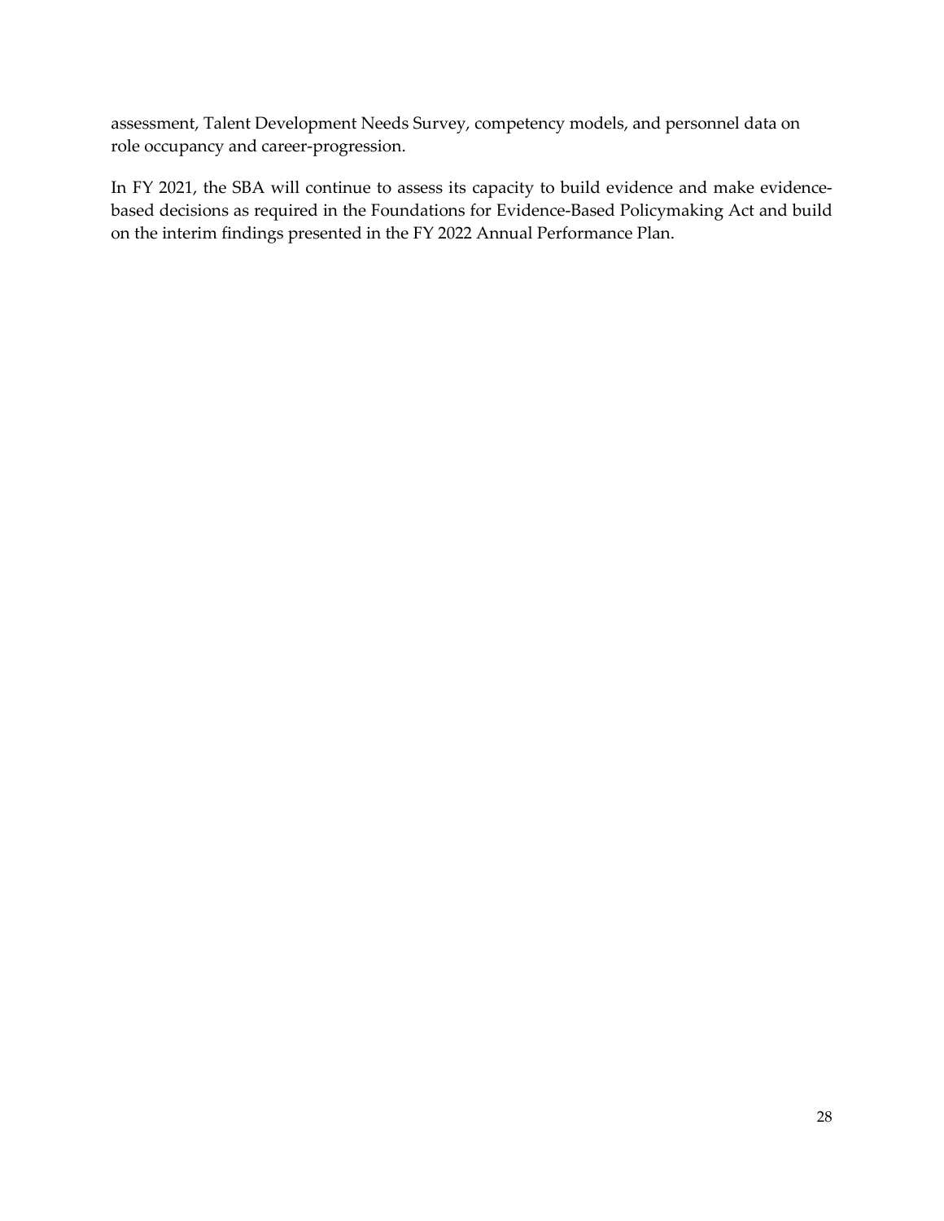assessment, Talent Development Needs Survey, competency models, and personnel data on role occupancy and career-progression.

In FY 2021, the SBA will continue to assess its capacity to build evidence and make evidence-based decisions as required in the Foundations for Evidence-Based Policymaking Act and build on the interim findings presented in the FY 2022 Annual Performance Plan.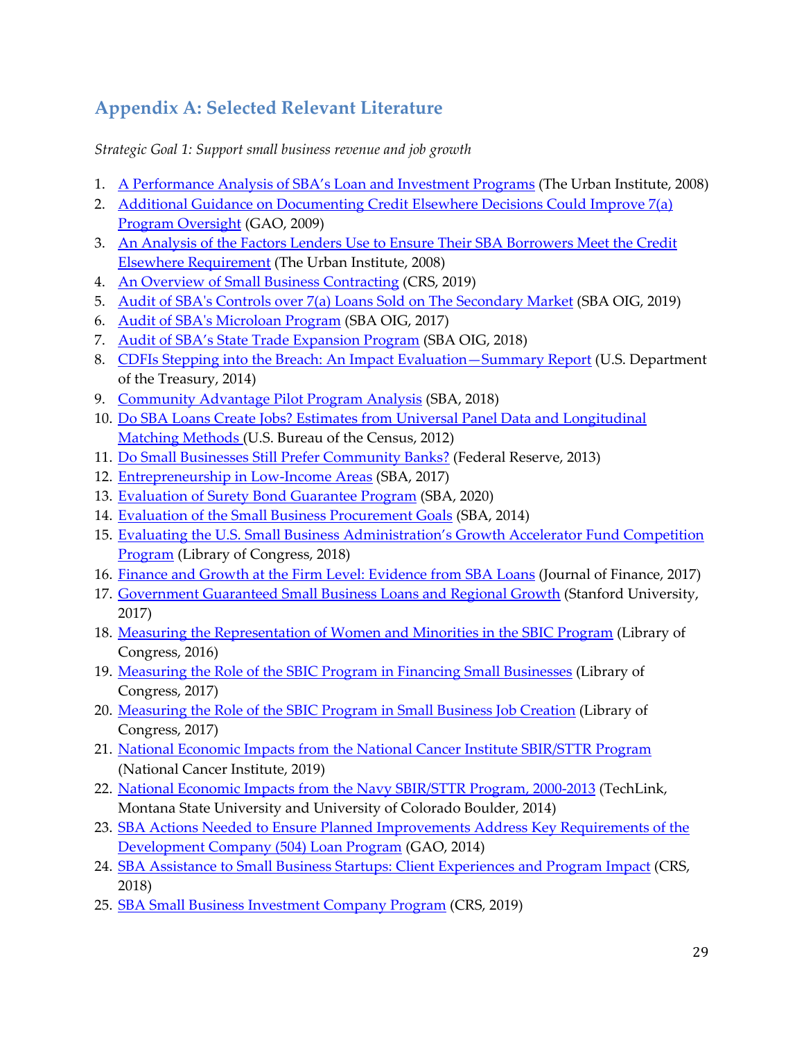## Appendix A: Selected Relevant Literature

*Strategic Goal 1: Support small business revenue and job growth*

1. A Performance Analysis of SBA's Loan and Investment Programs (The Urban Institute, 2008)
2. Additional Guidance on Documenting Credit Elsewhere Decisions Could Improve 7(a) Program Oversight (GAO, 2009)
3. An Analysis of the Factors Lenders Use to Ensure Their SBA Borrowers Meet the Credit Elsewhere Requirement (The Urban Institute, 2008)
4. An Overview of Small Business Contracting (CRS, 2019)
5. Audit of SBA's Controls over 7(a) Loans Sold on The Secondary Market (SBA OIG, 2019)
6. Audit of SBA's Microloan Program (SBA OIG, 2017)
7. Audit of SBA's State Trade Expansion Program (SBA OIG, 2018)
8. CDFIs Stepping into the Breach: An Impact Evaluation—Summary Report (U.S. Department of the Treasury, 2014)
9. Community Advantage Pilot Program Analysis (SBA, 2018)
10. Do SBA Loans Create Jobs? Estimates from Universal Panel Data and Longitudinal Matching Methods (U.S. Bureau of the Census, 2012)
11. Do Small Businesses Still Prefer Community Banks? (Federal Reserve, 2013)
12. Entrepreneurship in Low-Income Areas (SBA, 2017)
13. Evaluation of Surety Bond Guarantee Program (SBA, 2020)
14. Evaluation of the Small Business Procurement Goals (SBA, 2014)
15. Evaluating the U.S. Small Business Administration's Growth Accelerator Fund Competition Program (Library of Congress, 2018)
16. Finance and Growth at the Firm Level: Evidence from SBA Loans (Journal of Finance, 2017)
17. Government Guaranteed Small Business Loans and Regional Growth (Stanford University, 2017)
18. Measuring the Representation of Women and Minorities in the SBIC Program (Library of Congress, 2016)
19. Measuring the Role of the SBIC Program in Financing Small Businesses (Library of Congress, 2017)
20. Measuring the Role of the SBIC Program in Small Business Job Creation (Library of Congress, 2017)
21. National Economic Impacts from the National Cancer Institute SBIR/STTR Program (National Cancer Institute, 2019)
22. National Economic Impacts from the Navy SBIR/STTR Program, 2000-2013 (TechLink, Montana State University and University of Colorado Boulder, 2014)
23. SBA Actions Needed to Ensure Planned Improvements Address Key Requirements of the Development Company (504) Loan Program (GAO, 2014)
24. SBA Assistance to Small Business Startups: Client Experiences and Program Impact (CRS, 2018)
25. SBA Small Business Investment Company Program (CRS, 2019)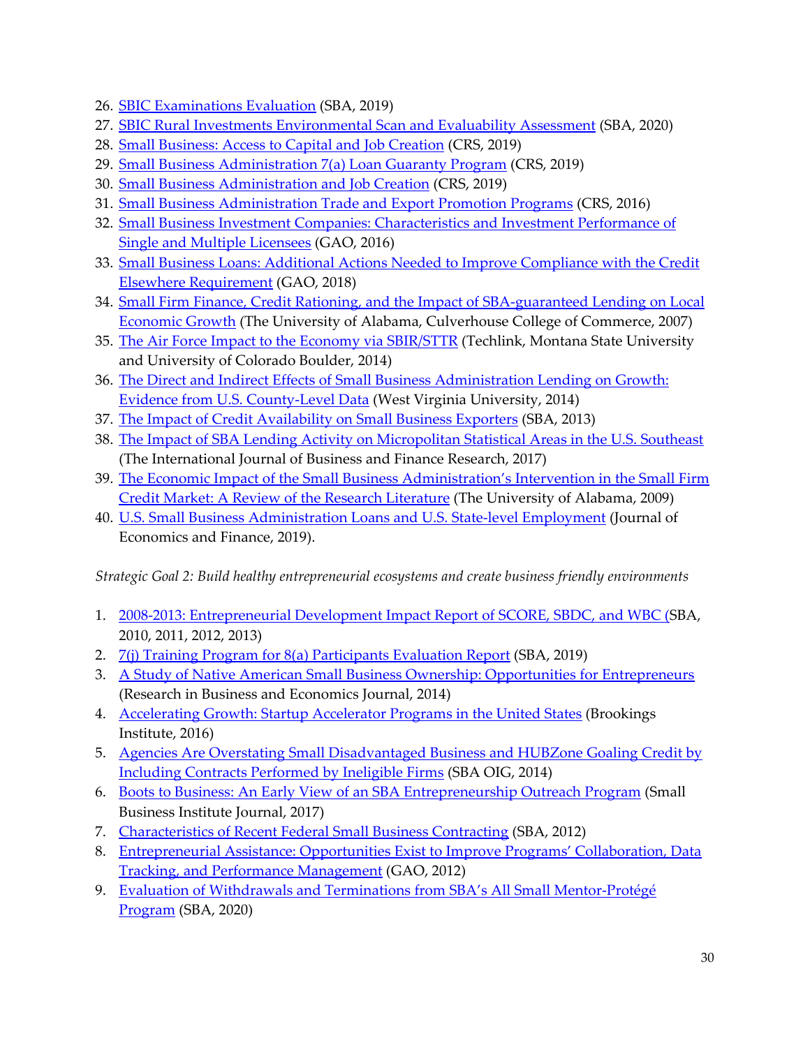26. SBIC Examinations Evaluation (SBA, 2019)
27. SBIC Rural Investments Environmental Scan and Evaluability Assessment (SBA, 2020)
28. Small Business: Access to Capital and Job Creation (CRS, 2019)
29. Small Business Administration 7(a) Loan Guaranty Program (CRS, 2019)
30. Small Business Administration and Job Creation (CRS, 2019)
31. Small Business Administration Trade and Export Promotion Programs (CRS, 2016)
32. Small Business Investment Companies: Characteristics and Investment Performance of Single and Multiple Licensees (GAO, 2016)
33. Small Business Loans: Additional Actions Needed to Improve Compliance with the Credit Elsewhere Requirement (GAO, 2018)
34. Small Firm Finance, Credit Rationing, and the Impact of SBA-guaranteed Lending on Local Economic Growth (The University of Alabama, Culverhouse College of Commerce, 2007)
35. The Air Force Impact to the Economy via SBIR/STTR (Techlink, Montana State University and University of Colorado Boulder, 2014)
36. The Direct and Indirect Effects of Small Business Administration Lending on Growth: Evidence from U.S. County-Level Data (West Virginia University, 2014)
37. The Impact of Credit Availability on Small Business Exporters (SBA, 2013)
38. The Impact of SBA Lending Activity on Micropolitan Statistical Areas in the U.S. Southeast (The International Journal of Business and Finance Research, 2017)
39. The Economic Impact of the Small Business Administration's Intervention in the Small Firm Credit Market: A Review of the Research Literature (The University of Alabama, 2009)
40. U.S. Small Business Administration Loans and U.S. State-level Employment (Journal of Economics and Finance, 2019).

*Strategic Goal 2: Build healthy entrepreneurial ecosystems and create business friendly environments*

1. 2008-2013: Entrepreneurial Development Impact Report of SCORE, SBDC, and WBC (SBA, 2010, 2011, 2012, 2013)
2. 7(j) Training Program for 8(a) Participants Evaluation Report (SBA, 2019)
3. A Study of Native American Small Business Ownership: Opportunities for Entrepreneurs (Research in Business and Economics Journal, 2014)
4. Accelerating Growth: Startup Accelerator Programs in the United States (Brookings Institute, 2016)
5. Agencies Are Overstating Small Disadvantaged Business and HUBZone Goaling Credit by Including Contracts Performed by Ineligible Firms (SBA OIG, 2014)
6. Boots to Business: An Early View of an SBA Entrepreneurship Outreach Program (Small Business Institute Journal, 2017)
7. Characteristics of Recent Federal Small Business Contracting (SBA, 2012)
8. Entrepreneurial Assistance: Opportunities Exist to Improve Programs' Collaboration, Data Tracking, and Performance Management (GAO, 2012)
9. Evaluation of Withdrawals and Terminations from SBA's All Small Mentor-Protégé Program (SBA, 2020)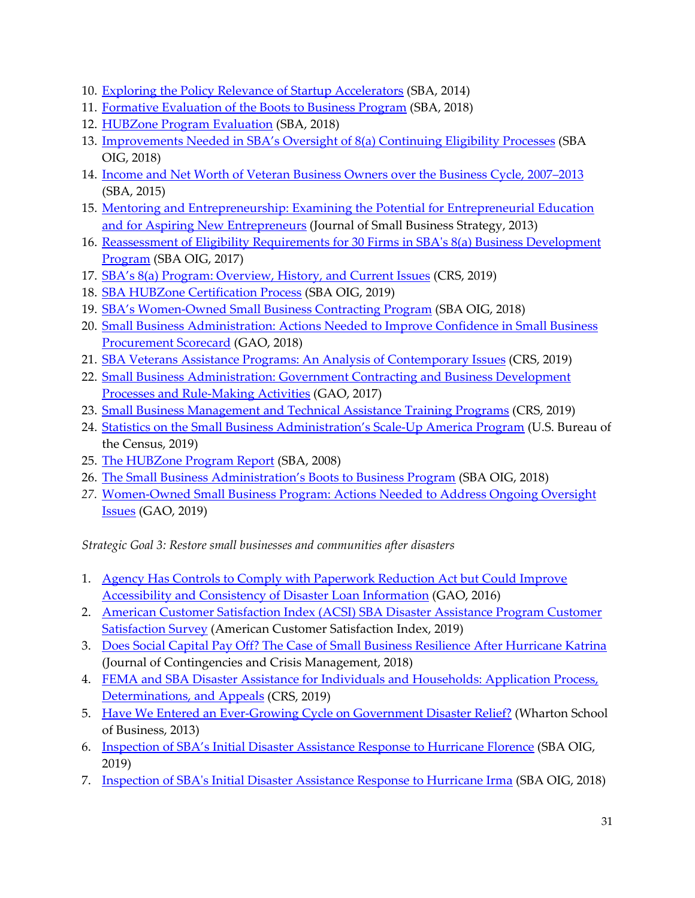10. [Exploring the Policy Relevance of Startup Accelerators] (SBA, 2014)
11. [Formative Evaluation of the Boots to Business Program] (SBA, 2018)
12. [HUBZone Program Evaluation] (SBA, 2018)
13. [Improvements Needed in SBA's Oversight of 8(a) Continuing Eligibility Processes] (SBA OIG, 2018)
14. [Income and Net Worth of Veteran Business Owners over the Business Cycle, 2007–2013] (SBA, 2015)
15. [Mentoring and Entrepreneurship: Examining the Potential for Entrepreneurial Education and for Aspiring New Entrepreneurs] (Journal of Small Business Strategy, 2013)
16. [Reassessment of Eligibility Requirements for 30 Firms in SBA's 8(a) Business Development Program] (SBA OIG, 2017)
17. [SBA's 8(a) Program: Overview, History, and Current Issues] (CRS, 2019)
18. [SBA HUBZone Certification Process] (SBA OIG, 2019)
19. [SBA's Women-Owned Small Business Contracting Program] (SBA OIG, 2018)
20. [Small Business Administration: Actions Needed to Improve Confidence in Small Business Procurement Scorecard] (GAO, 2018)
21. [SBA Veterans Assistance Programs: An Analysis of Contemporary Issues] (CRS, 2019)
22. [Small Business Administration: Government Contracting and Business Development Processes and Rule-Making Activities] (GAO, 2017)
23. [Small Business Management and Technical Assistance Training Programs] (CRS, 2019)
24. [Statistics on the Small Business Administration's Scale-Up America Program] (U.S. Bureau of the Census, 2019)
25. [The HUBZone Program Report] (SBA, 2008)
26. [The Small Business Administration's Boots to Business Program] (SBA OIG, 2018)
27. [Women-Owned Small Business Program: Actions Needed to Address Ongoing Oversight Issues] (GAO, 2019)

*Strategic Goal 3: Restore small businesses and communities after disasters*

1. [Agency Has Controls to Comply with Paperwork Reduction Act but Could Improve Accessibility and Consistency of Disaster Loan Information] (GAO, 2016)
2. [American Customer Satisfaction Index (ACSI) SBA Disaster Assistance Program Customer Satisfaction Survey] (American Customer Satisfaction Index, 2019)
3. [Does Social Capital Pay Off? The Case of Small Business Resilience After Hurricane Katrina] (Journal of Contingencies and Crisis Management, 2018)
4. [FEMA and SBA Disaster Assistance for Individuals and Households: Application Process, Determinations, and Appeals] (CRS, 2019)
5. [Have We Entered an Ever-Growing Cycle on Government Disaster Relief?] (Wharton School of Business, 2013)
6. [Inspection of SBA's Initial Disaster Assistance Response to Hurricane Florence] (SBA OIG, 2019)
7. [Inspection of SBA's Initial Disaster Assistance Response to Hurricane Irma] (SBA OIG, 2018)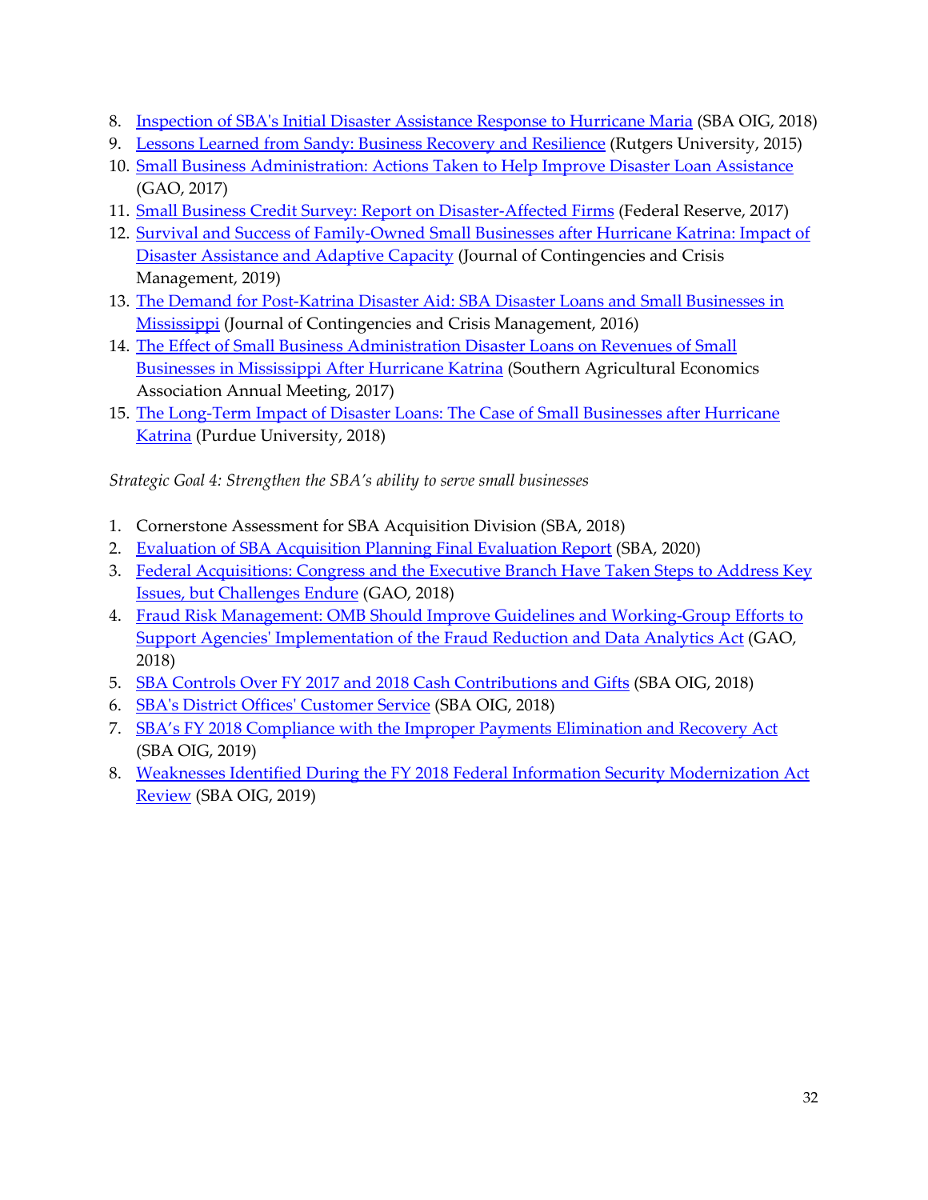8. Inspection of SBA's Initial Disaster Assistance Response to Hurricane Maria (SBA OIG, 2018)
9. Lessons Learned from Sandy: Business Recovery and Resilience (Rutgers University, 2015)
10. Small Business Administration: Actions Taken to Help Improve Disaster Loan Assistance (GAO, 2017)
11. Small Business Credit Survey: Report on Disaster-Affected Firms (Federal Reserve, 2017)
12. Survival and Success of Family-Owned Small Businesses after Hurricane Katrina: Impact of Disaster Assistance and Adaptive Capacity (Journal of Contingencies and Crisis Management, 2019)
13. The Demand for Post-Katrina Disaster Aid: SBA Disaster Loans and Small Businesses in Mississippi (Journal of Contingencies and Crisis Management, 2016)
14. The Effect of Small Business Administration Disaster Loans on Revenues of Small Businesses in Mississippi After Hurricane Katrina (Southern Agricultural Economics Association Annual Meeting, 2017)
15. The Long-Term Impact of Disaster Loans: The Case of Small Businesses after Hurricane Katrina (Purdue University, 2018)

*Strategic Goal 4: Strengthen the SBA's ability to serve small businesses*

1. Cornerstone Assessment for SBA Acquisition Division (SBA, 2018)
2. Evaluation of SBA Acquisition Planning Final Evaluation Report (SBA, 2020)
3. Federal Acquisitions: Congress and the Executive Branch Have Taken Steps to Address Key Issues, but Challenges Endure (GAO, 2018)
4. Fraud Risk Management: OMB Should Improve Guidelines and Working-Group Efforts to Support Agencies' Implementation of the Fraud Reduction and Data Analytics Act (GAO, 2018)
5. SBA Controls Over FY 2017 and 2018 Cash Contributions and Gifts (SBA OIG, 2018)
6. SBA's District Offices' Customer Service (SBA OIG, 2018)
7. SBA's FY 2018 Compliance with the Improper Payments Elimination and Recovery Act (SBA OIG, 2019)
8. Weaknesses Identified During the FY 2018 Federal Information Security Modernization Act Review (SBA OIG, 2019)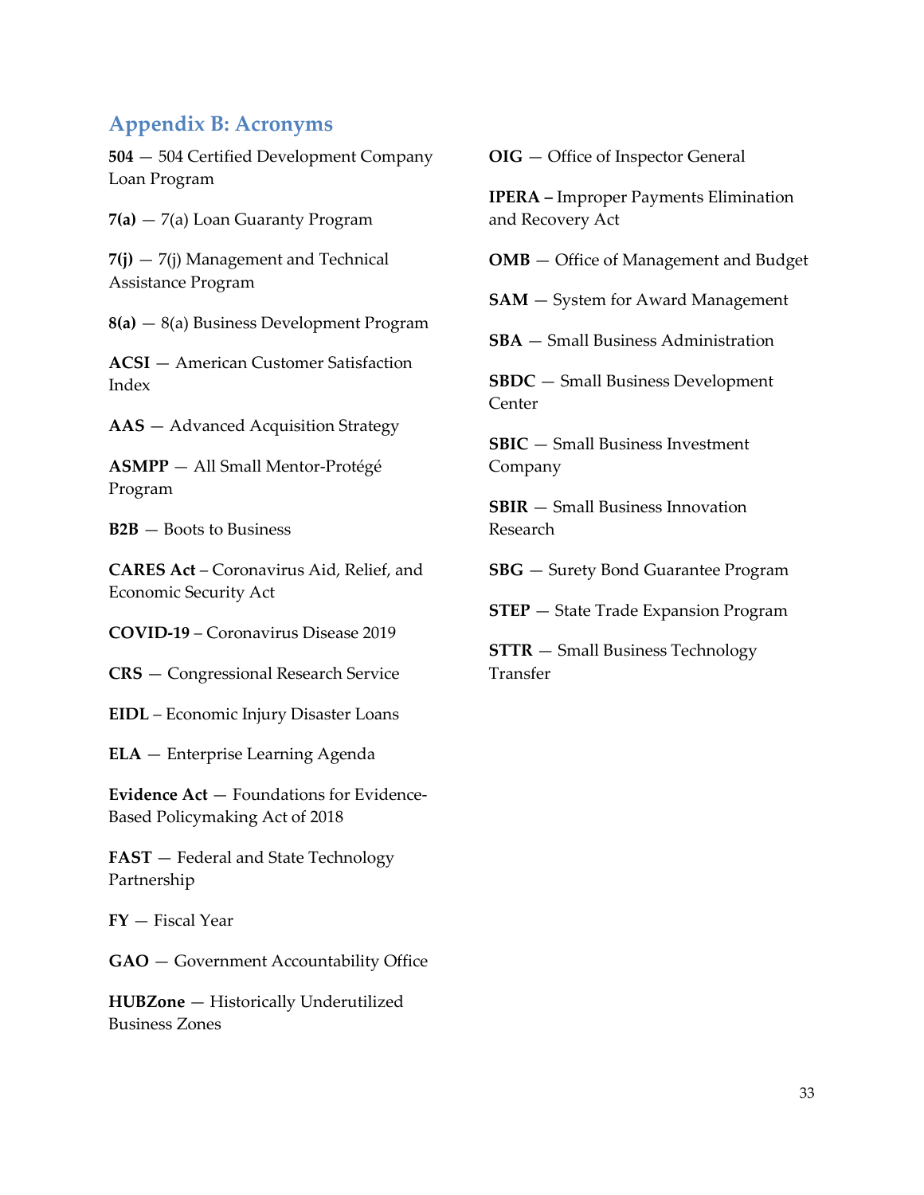## Appendix B: Acronyms

**504** — 504 Certified Development Company Loan Program

**7(a)** — 7(a) Loan Guaranty Program

**7(j)** — 7(j) Management and Technical Assistance Program

**8(a)** — 8(a) Business Development Program

**ACSI** — American Customer Satisfaction Index

**AAS** — Advanced Acquisition Strategy

**ASMPP** — All Small Mentor-Protégé Program

**B2B** — Boots to Business

**CARES Act** – Coronavirus Aid, Relief, and Economic Security Act

**COVID-19** – Coronavirus Disease 2019

**CRS** — Congressional Research Service

**EIDL** – Economic Injury Disaster Loans

**ELA** — Enterprise Learning Agenda

**Evidence Act** — Foundations for Evidence-Based Policymaking Act of 2018

**FAST** — Federal and State Technology Partnership

**FY** — Fiscal Year

**GAO** — Government Accountability Office

**HUBZone** — Historically Underutilized Business Zones

**OIG** — Office of Inspector General

**IPERA –** Improper Payments Elimination and Recovery Act

**OMB** — Office of Management and Budget

**SAM** — System for Award Management

**SBA** — Small Business Administration

**SBDC** — Small Business Development Center

**SBIC** — Small Business Investment Company

**SBIR** — Small Business Innovation Research

**SBG** — Surety Bond Guarantee Program

**STEP** — State Trade Expansion Program

**STTR** — Small Business Technology Transfer